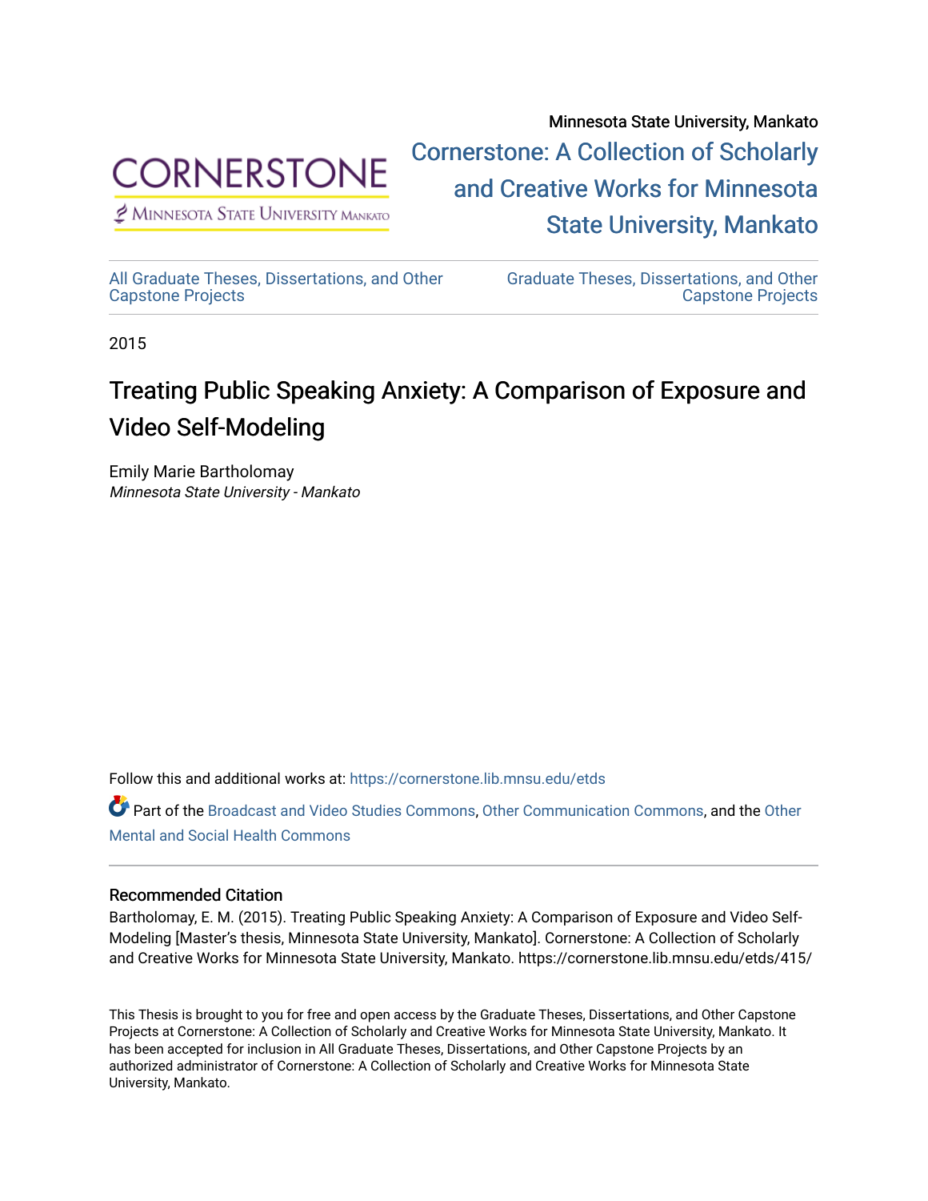Minnesota State University, Mankato

Cornerstone: A Collection of Scholarly and Creative Works for Minnesota State University, Mankato

All Graduate Theses, Dissertations, and Other Capstone Projects

Graduate Theses, Dissertations, and Other Capstone Projects

2015

# Treating Public Speaking Anxiety: A Comparison of Exposure and Video Self-Modeling

Emily Marie Bartholomay
*Minnesota State University - Mankato*

Follow this and additional works at: https://cornerstone.lib.mnsu.edu/etds

Part of the Broadcast and Video Studies Commons, Other Communication Commons, and the Other Mental and Social Health Commons

## Recommended Citation

Bartholomay, E. M. (2015). Treating Public Speaking Anxiety: A Comparison of Exposure and Video Self-Modeling [Master's thesis, Minnesota State University, Mankato]. Cornerstone: A Collection of Scholarly and Creative Works for Minnesota State University, Mankato. https://cornerstone.lib.mnsu.edu/etds/415/

This Thesis is brought to you for free and open access by the Graduate Theses, Dissertations, and Other Capstone Projects at Cornerstone: A Collection of Scholarly and Creative Works for Minnesota State University, Mankato. It has been accepted for inclusion in All Graduate Theses, Dissertations, and Other Capstone Projects by an authorized administrator of Cornerstone: A Collection of Scholarly and Creative Works for Minnesota State University, Mankato.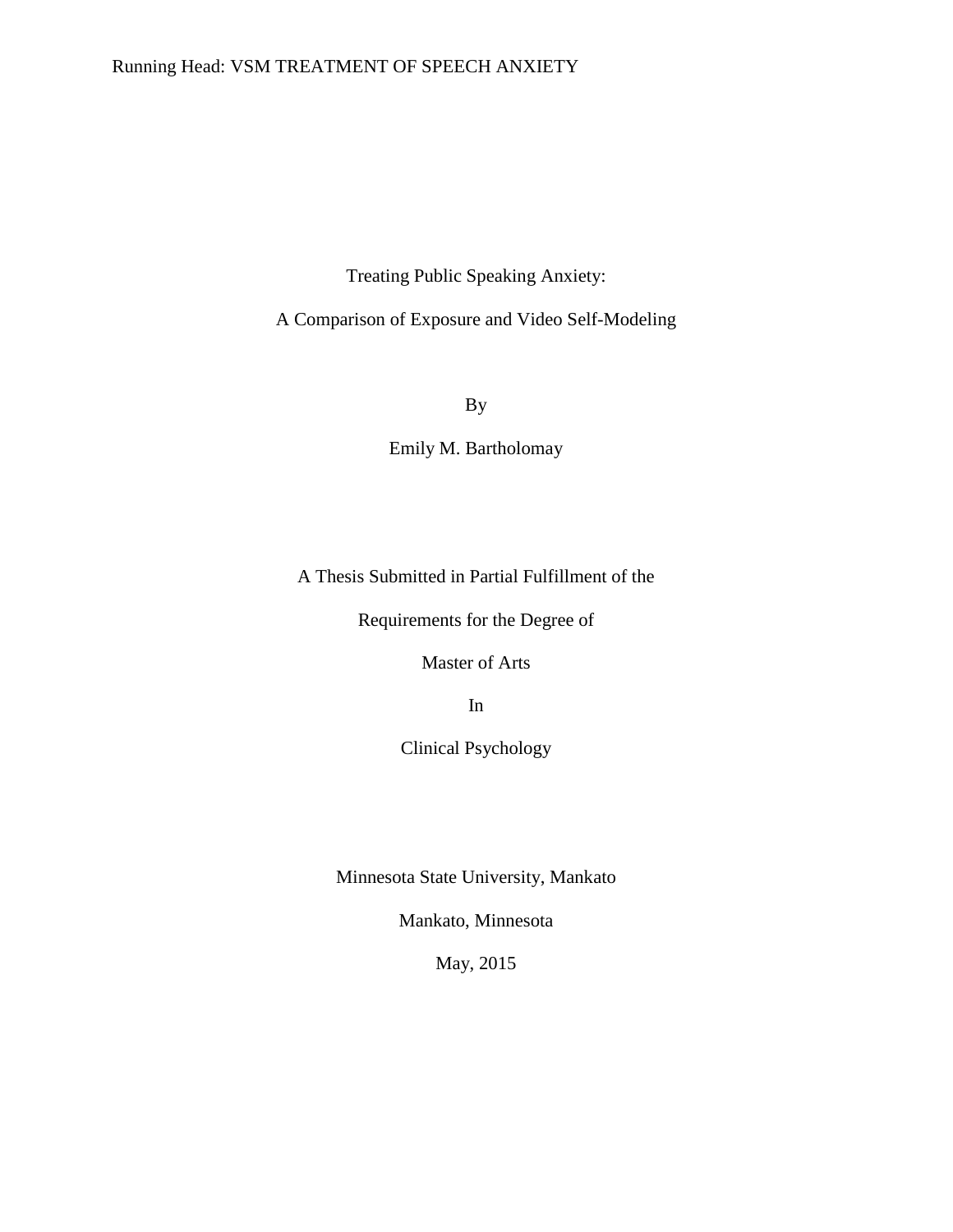# Treating Public Speaking Anxiety:

# A Comparison of Exposure and Video Self-Modeling

By

Emily M. Bartholomay

A Thesis Submitted in Partial Fulfillment of the

Requirements for the Degree of

Master of Arts

In

Clinical Psychology

Minnesota State University, Mankato

Mankato, Minnesota

May, 2015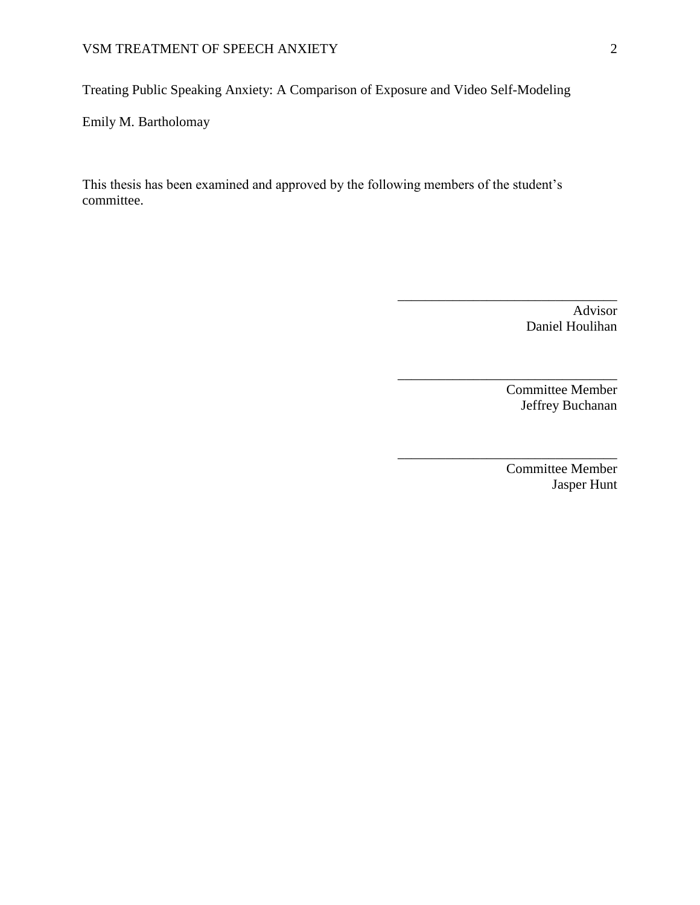Treating Public Speaking Anxiety: A Comparison of Exposure and Video Self-Modeling

Emily M. Bartholomay

This thesis has been examined and approved by the following members of the student's committee.

\_\_\_\_\_\_\_\_\_\_\_\_\_\_\_\_\_\_\_\_\_\_\_\_\_\_\_\_\_\_\_\_
Advisor
Daniel Houlihan

\_\_\_\_\_\_\_\_\_\_\_\_\_\_\_\_\_\_\_\_\_\_\_\_\_\_\_\_\_\_\_\_
Committee Member
Jeffrey Buchanan

\_\_\_\_\_\_\_\_\_\_\_\_\_\_\_\_\_\_\_\_\_\_\_\_\_\_\_\_\_\_\_\_
Committee Member
Jasper Hunt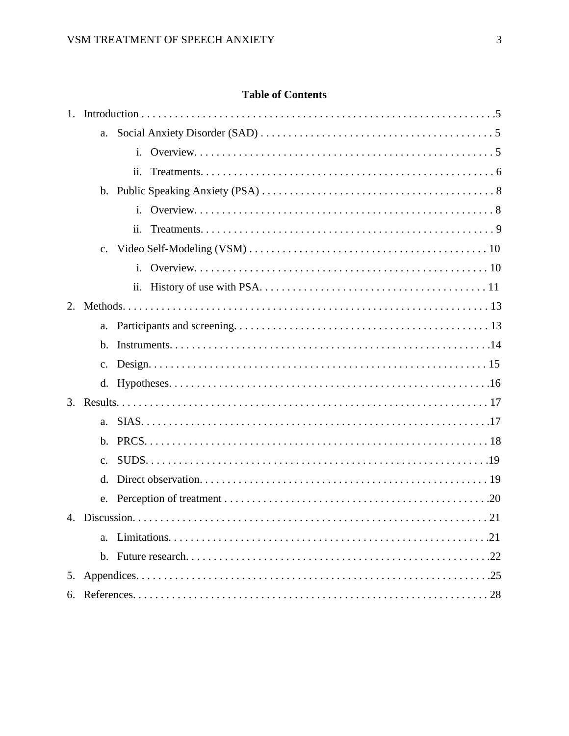## Table of Contents

1. Introduction . . . . . . . . . . . . . . . . . . . . . . . . . . . . . . . . . . . . . . . . . . . . . . . . . . . . . . . . . . . . . . . .5
    a. Social Anxiety Disorder (SAD) . . . . . . . . . . . . . . . . . . . . . . . . . . . . . . . . . . . . . . . . . . 5
        i. Overview. . . . . . . . . . . . . . . . . . . . . . . . . . . . . . . . . . . . . . . . . . . . . . . . . . . . . . 5
        ii. Treatments. . . . . . . . . . . . . . . . . . . . . . . . . . . . . . . . . . . . . . . . . . . . . . . . . . . . . 6
    b. Public Speaking Anxiety (PSA) . . . . . . . . . . . . . . . . . . . . . . . . . . . . . . . . . . . . . . . . . . 8
        i. Overview. . . . . . . . . . . . . . . . . . . . . . . . . . . . . . . . . . . . . . . . . . . . . . . . . . . . . . 8
        ii. Treatments. . . . . . . . . . . . . . . . . . . . . . . . . . . . . . . . . . . . . . . . . . . . . . . . . . . . . 9
    c. Video Self-Modeling (VSM) . . . . . . . . . . . . . . . . . . . . . . . . . . . . . . . . . . . . . . . . . . . 10
        i. Overview. . . . . . . . . . . . . . . . . . . . . . . . . . . . . . . . . . . . . . . . . . . . . . . . . . . . . 10
        ii. History of use with PSA. . . . . . . . . . . . . . . . . . . . . . . . . . . . . . . . . . . . . . . . . 11
2. Methods. . . . . . . . . . . . . . . . . . . . . . . . . . . . . . . . . . . . . . . . . . . . . . . . . . . . . . . . . . . . . . . . . 13
    a. Participants and screening. . . . . . . . . . . . . . . . . . . . . . . . . . . . . . . . . . . . . . . . . . . . . . 13
    b. Instruments. . . . . . . . . . . . . . . . . . . . . . . . . . . . . . . . . . . . . . . . . . . . . . . . . . . . . . . . . .14
    c. Design. . . . . . . . . . . . . . . . . . . . . . . . . . . . . . . . . . . . . . . . . . . . . . . . . . . . . . . . . . . . . 15
    d. Hypotheses. . . . . . . . . . . . . . . . . . . . . . . . . . . . . . . . . . . . . . . . . . . . . . . . . . . . . . . . . .16
3. Results. . . . . . . . . . . . . . . . . . . . . . . . . . . . . . . . . . . . . . . . . . . . . . . . . . . . . . . . . . . . . . . . . . 17
    a. SIAS. . . . . . . . . . . . . . . . . . . . . . . . . . . . . . . . . . . . . . . . . . . . . . . . . . . . . . . . . . . . . . .17
    b. PRCS. . . . . . . . . . . . . . . . . . . . . . . . . . . . . . . . . . . . . . . . . . . . . . . . . . . . . . . . . . . . . . 18
    c. SUDS. . . . . . . . . . . . . . . . . . . . . . . . . . . . . . . . . . . . . . . . . . . . . . . . . . . . . . . . . . . . . .19
    d. Direct observation. . . . . . . . . . . . . . . . . . . . . . . . . . . . . . . . . . . . . . . . . . . . . . . . . . . . 19
    e. Perception of treatment . . . . . . . . . . . . . . . . . . . . . . . . . . . . . . . . . . . . . . . . . . . . . . . .20
4. Discussion. . . . . . . . . . . . . . . . . . . . . . . . . . . . . . . . . . . . . . . . . . . . . . . . . . . . . . . . . . . . . . . 21
    a. Limitations. . . . . . . . . . . . . . . . . . . . . . . . . . . . . . . . . . . . . . . . . . . . . . . . . . . . . . . . . .21
    b. Future research. . . . . . . . . . . . . . . . . . . . . . . . . . . . . . . . . . . . . . . . . . . . . . . . . . . . . .22
5. Appendices. . . . . . . . . . . . . . . . . . . . . . . . . . . . . . . . . . . . . . . . . . . . . . . . . . . . . . . . . . . . . . .25
6. References. . . . . . . . . . . . . . . . . . . . . . . . . . . . . . . . . . . . . . . . . . . . . . . . . . . . . . . . . . . . . . . 28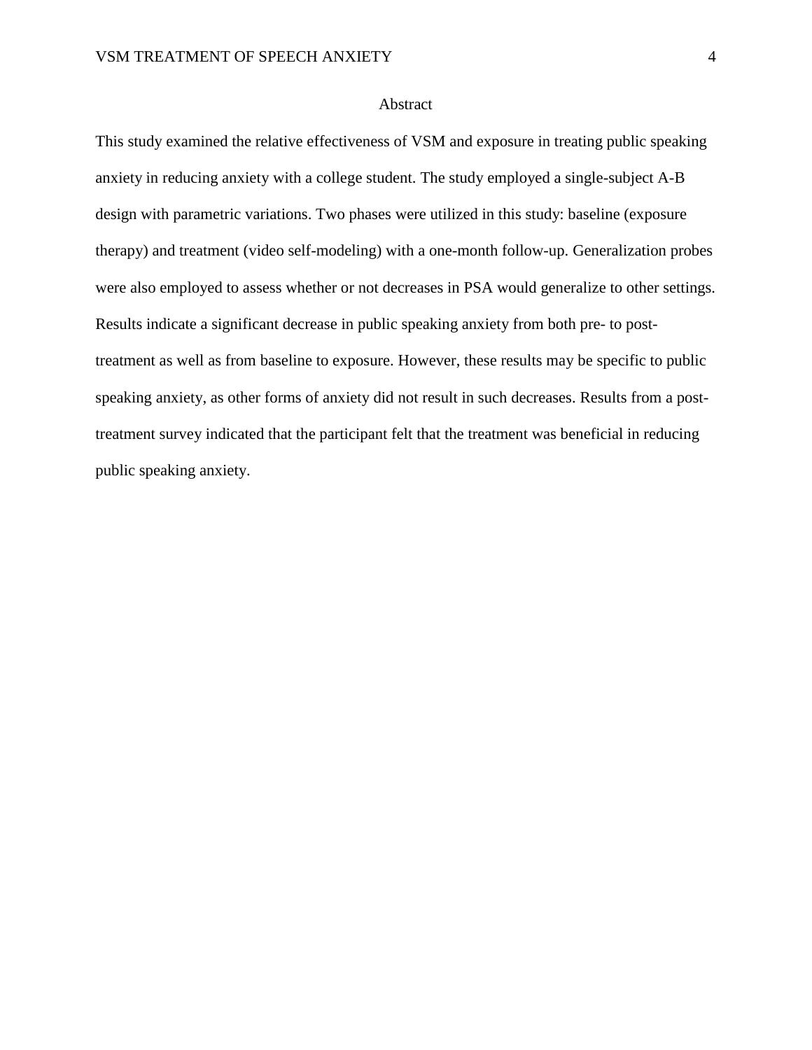# Abstract

This study examined the relative effectiveness of VSM and exposure in treating public speaking anxiety in reducing anxiety with a college student. The study employed a single-subject A-B design with parametric variations. Two phases were utilized in this study: baseline (exposure therapy) and treatment (video self-modeling) with a one-month follow-up. Generalization probes were also employed to assess whether or not decreases in PSA would generalize to other settings. Results indicate a significant decrease in public speaking anxiety from both pre- to post-treatment as well as from baseline to exposure. However, these results may be specific to public speaking anxiety, as other forms of anxiety did not result in such decreases. Results from a post-treatment survey indicated that the participant felt that the treatment was beneficial in reducing public speaking anxiety.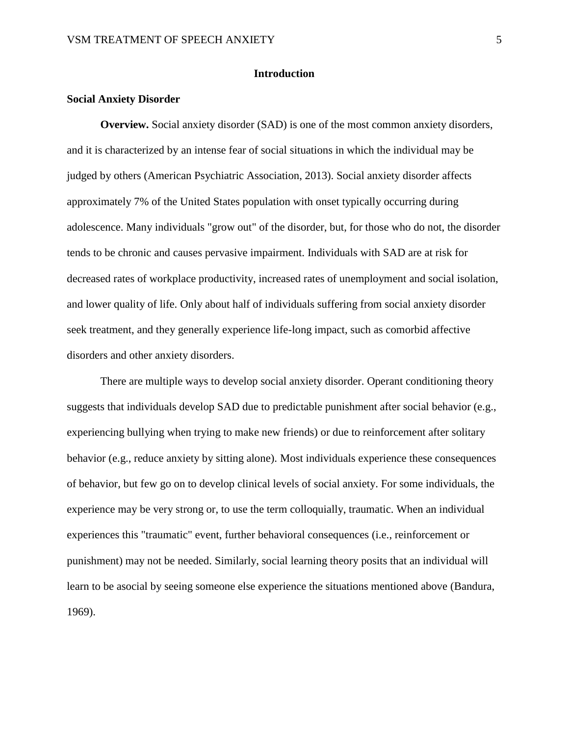# Introduction

## Social Anxiety Disorder

**Overview.** Social anxiety disorder (SAD) is one of the most common anxiety disorders, and it is characterized by an intense fear of social situations in which the individual may be judged by others (American Psychiatric Association, 2013). Social anxiety disorder affects approximately 7% of the United States population with onset typically occurring during adolescence. Many individuals "grow out" of the disorder, but, for those who do not, the disorder tends to be chronic and causes pervasive impairment. Individuals with SAD are at risk for decreased rates of workplace productivity, increased rates of unemployment and social isolation, and lower quality of life. Only about half of individuals suffering from social anxiety disorder seek treatment, and they generally experience life-long impact, such as comorbid affective disorders and other anxiety disorders.

There are multiple ways to develop social anxiety disorder. Operant conditioning theory suggests that individuals develop SAD due to predictable punishment after social behavior (e.g., experiencing bullying when trying to make new friends) or due to reinforcement after solitary behavior (e.g., reduce anxiety by sitting alone). Most individuals experience these consequences of behavior, but few go on to develop clinical levels of social anxiety. For some individuals, the experience may be very strong or, to use the term colloquially, traumatic. When an individual experiences this "traumatic" event, further behavioral consequences (i.e., reinforcement or punishment) may not be needed. Similarly, social learning theory posits that an individual will learn to be asocial by seeing someone else experience the situations mentioned above (Bandura, 1969).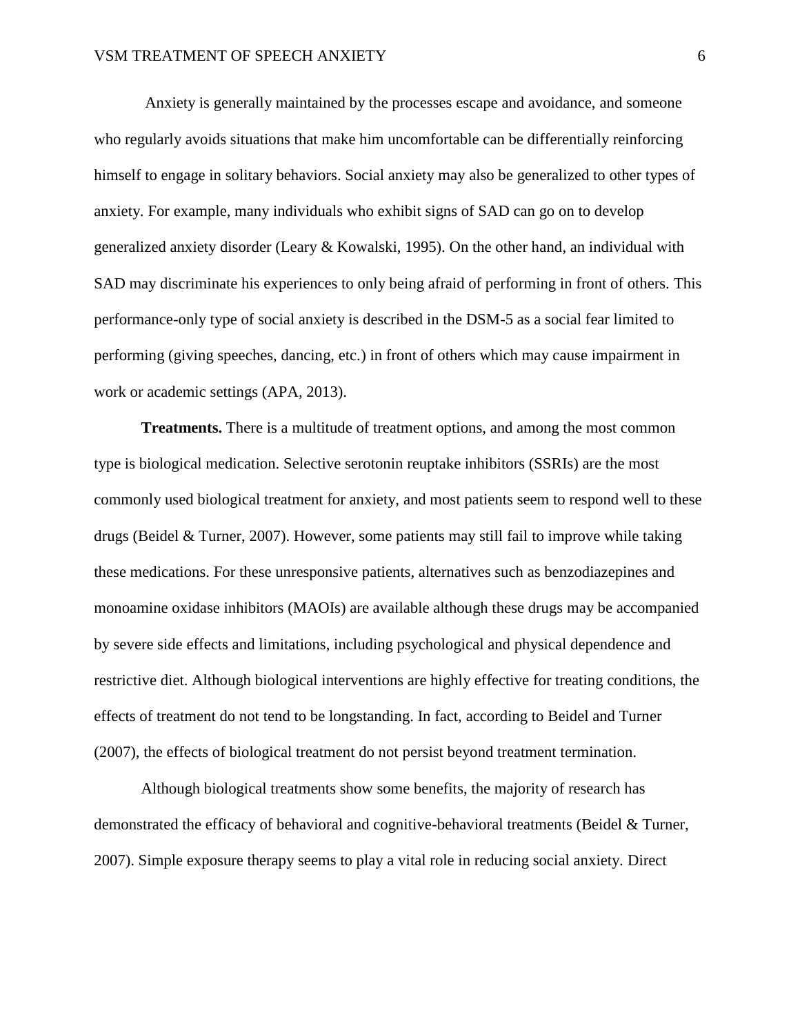Anxiety is generally maintained by the processes escape and avoidance, and someone who regularly avoids situations that make him uncomfortable can be differentially reinforcing himself to engage in solitary behaviors. Social anxiety may also be generalized to other types of anxiety. For example, many individuals who exhibit signs of SAD can go on to develop generalized anxiety disorder (Leary & Kowalski, 1995). On the other hand, an individual with SAD may discriminate his experiences to only being afraid of performing in front of others. This performance-only type of social anxiety is described in the DSM-5 as a social fear limited to performing (giving speeches, dancing, etc.) in front of others which may cause impairment in work or academic settings (APA, 2013).

**Treatments.** There is a multitude of treatment options, and among the most common type is biological medication. Selective serotonin reuptake inhibitors (SSRIs) are the most commonly used biological treatment for anxiety, and most patients seem to respond well to these drugs (Beidel & Turner, 2007). However, some patients may still fail to improve while taking these medications. For these unresponsive patients, alternatives such as benzodiazepines and monoamine oxidase inhibitors (MAOIs) are available although these drugs may be accompanied by severe side effects and limitations, including psychological and physical dependence and restrictive diet. Although biological interventions are highly effective for treating conditions, the effects of treatment do not tend to be longstanding. In fact, according to Beidel and Turner (2007), the effects of biological treatment do not persist beyond treatment termination.

Although biological treatments show some benefits, the majority of research has demonstrated the efficacy of behavioral and cognitive-behavioral treatments (Beidel & Turner, 2007). Simple exposure therapy seems to play a vital role in reducing social anxiety. Direct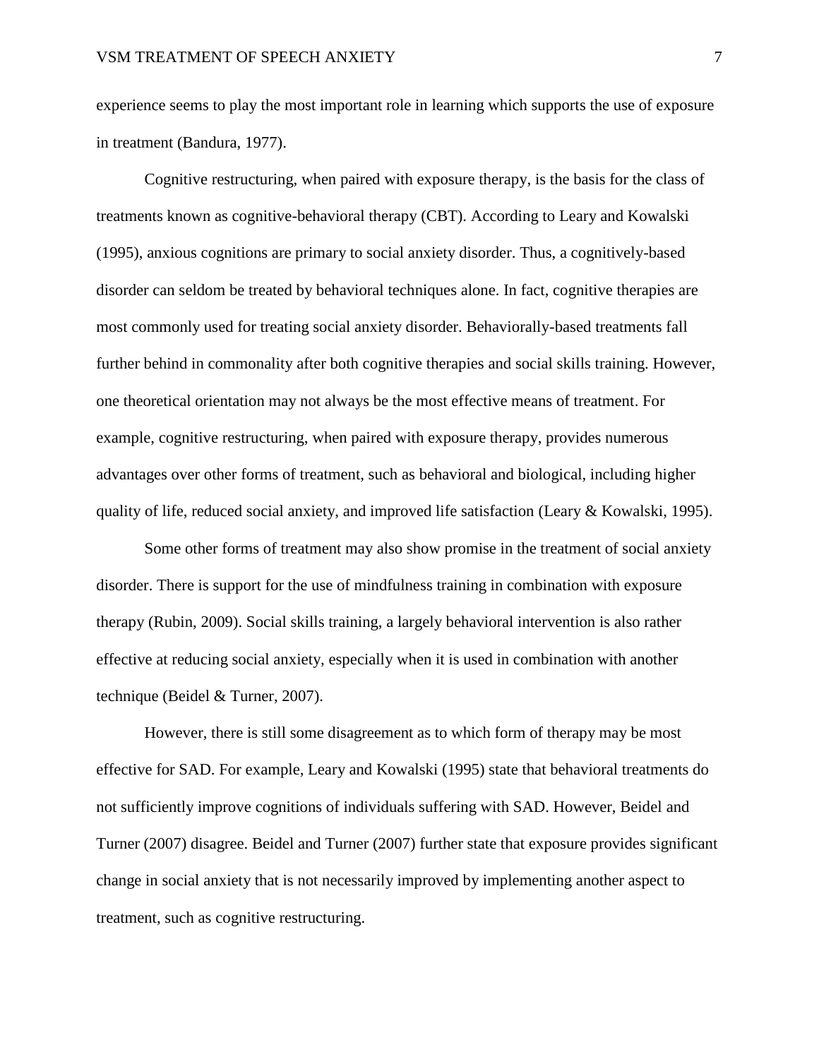experience seems to play the most important role in learning which supports the use of exposure in treatment (Bandura, 1977).

Cognitive restructuring, when paired with exposure therapy, is the basis for the class of treatments known as cognitive-behavioral therapy (CBT). According to Leary and Kowalski (1995), anxious cognitions are primary to social anxiety disorder. Thus, a cognitively-based disorder can seldom be treated by behavioral techniques alone. In fact, cognitive therapies are most commonly used for treating social anxiety disorder. Behaviorally-based treatments fall further behind in commonality after both cognitive therapies and social skills training. However, one theoretical orientation may not always be the most effective means of treatment. For example, cognitive restructuring, when paired with exposure therapy, provides numerous advantages over other forms of treatment, such as behavioral and biological, including higher quality of life, reduced social anxiety, and improved life satisfaction (Leary & Kowalski, 1995).

Some other forms of treatment may also show promise in the treatment of social anxiety disorder. There is support for the use of mindfulness training in combination with exposure therapy (Rubin, 2009). Social skills training, a largely behavioral intervention is also rather effective at reducing social anxiety, especially when it is used in combination with another technique (Beidel & Turner, 2007).

However, there is still some disagreement as to which form of therapy may be most effective for SAD. For example, Leary and Kowalski (1995) state that behavioral treatments do not sufficiently improve cognitions of individuals suffering with SAD. However, Beidel and Turner (2007) disagree. Beidel and Turner (2007) further state that exposure provides significant change in social anxiety that is not necessarily improved by implementing another aspect to treatment, such as cognitive restructuring.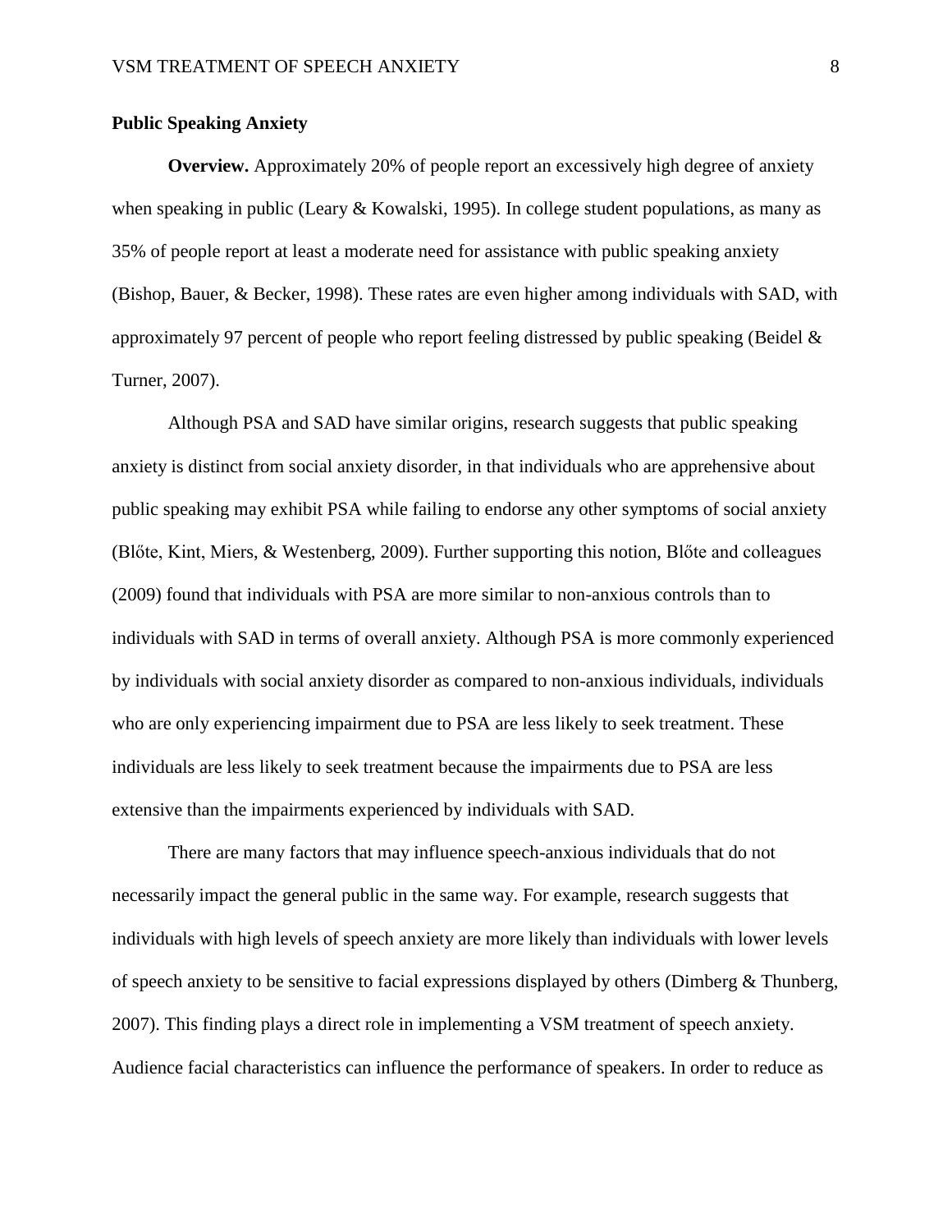## Public Speaking Anxiety

**Overview.** Approximately 20% of people report an excessively high degree of anxiety when speaking in public (Leary & Kowalski, 1995). In college student populations, as many as 35% of people report at least a moderate need for assistance with public speaking anxiety (Bishop, Bauer, & Becker, 1998). These rates are even higher among individuals with SAD, with approximately 97 percent of people who report feeling distressed by public speaking (Beidel & Turner, 2007).

Although PSA and SAD have similar origins, research suggests that public speaking anxiety is distinct from social anxiety disorder, in that individuals who are apprehensive about public speaking may exhibit PSA while failing to endorse any other symptoms of social anxiety (Blőte, Kint, Miers, & Westenberg, 2009). Further supporting this notion, Blőte and colleagues (2009) found that individuals with PSA are more similar to non-anxious controls than to individuals with SAD in terms of overall anxiety. Although PSA is more commonly experienced by individuals with social anxiety disorder as compared to non-anxious individuals, individuals who are only experiencing impairment due to PSA are less likely to seek treatment. These individuals are less likely to seek treatment because the impairments due to PSA are less extensive than the impairments experienced by individuals with SAD.

There are many factors that may influence speech-anxious individuals that do not necessarily impact the general public in the same way. For example, research suggests that individuals with high levels of speech anxiety are more likely than individuals with lower levels of speech anxiety to be sensitive to facial expressions displayed by others (Dimberg & Thunberg, 2007). This finding plays a direct role in implementing a VSM treatment of speech anxiety. Audience facial characteristics can influence the performance of speakers. In order to reduce as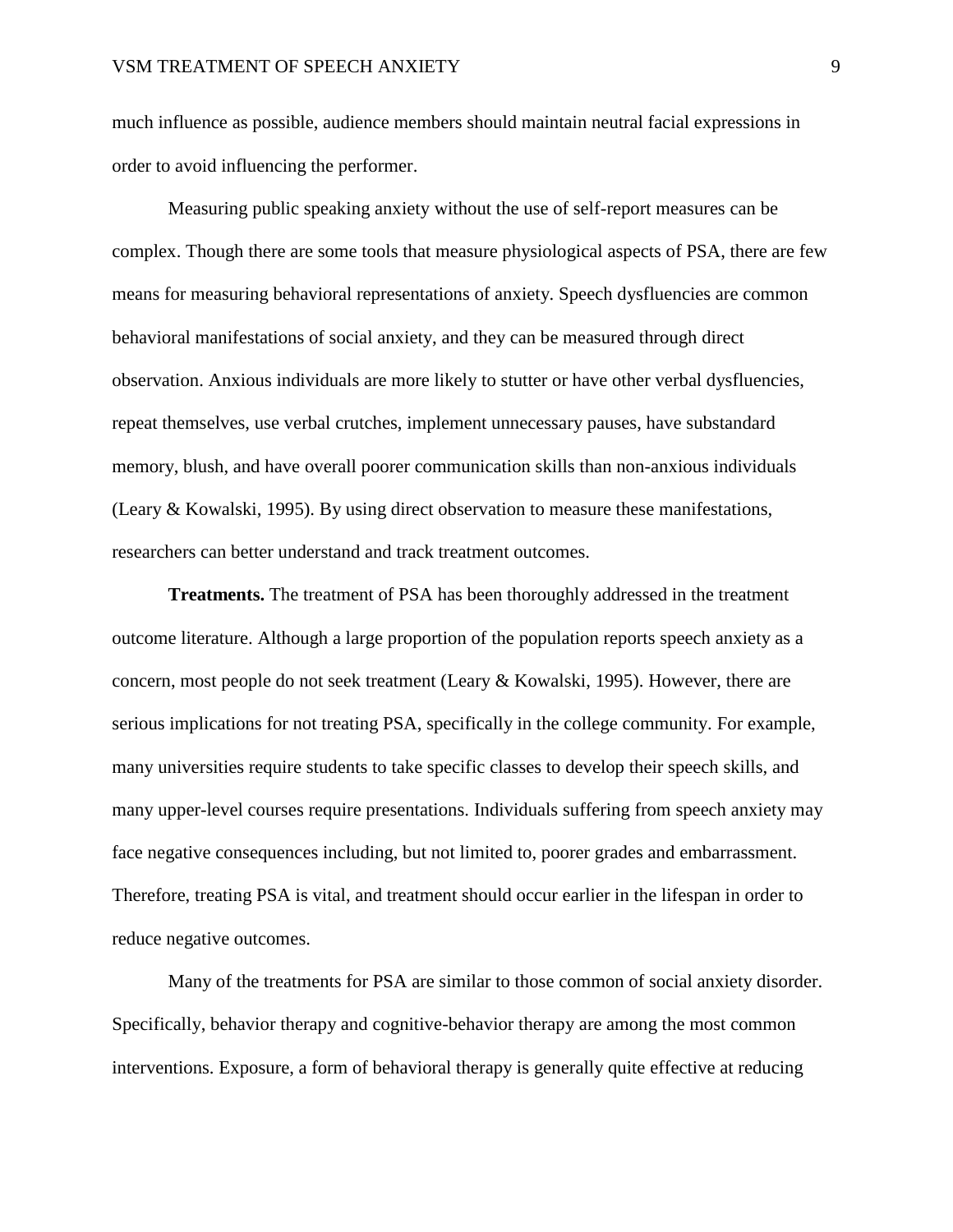much influence as possible, audience members should maintain neutral facial expressions in order to avoid influencing the performer.

Measuring public speaking anxiety without the use of self-report measures can be complex. Though there are some tools that measure physiological aspects of PSA, there are few means for measuring behavioral representations of anxiety. Speech dysfluencies are common behavioral manifestations of social anxiety, and they can be measured through direct observation. Anxious individuals are more likely to stutter or have other verbal dysfluencies, repeat themselves, use verbal crutches, implement unnecessary pauses, have substandard memory, blush, and have overall poorer communication skills than non-anxious individuals (Leary & Kowalski, 1995). By using direct observation to measure these manifestations, researchers can better understand and track treatment outcomes.

**Treatments.** The treatment of PSA has been thoroughly addressed in the treatment outcome literature. Although a large proportion of the population reports speech anxiety as a concern, most people do not seek treatment (Leary & Kowalski, 1995). However, there are serious implications for not treating PSA, specifically in the college community. For example, many universities require students to take specific classes to develop their speech skills, and many upper-level courses require presentations. Individuals suffering from speech anxiety may face negative consequences including, but not limited to, poorer grades and embarrassment. Therefore, treating PSA is vital, and treatment should occur earlier in the lifespan in order to reduce negative outcomes.

Many of the treatments for PSA are similar to those common of social anxiety disorder. Specifically, behavior therapy and cognitive-behavior therapy are among the most common interventions. Exposure, a form of behavioral therapy is generally quite effective at reducing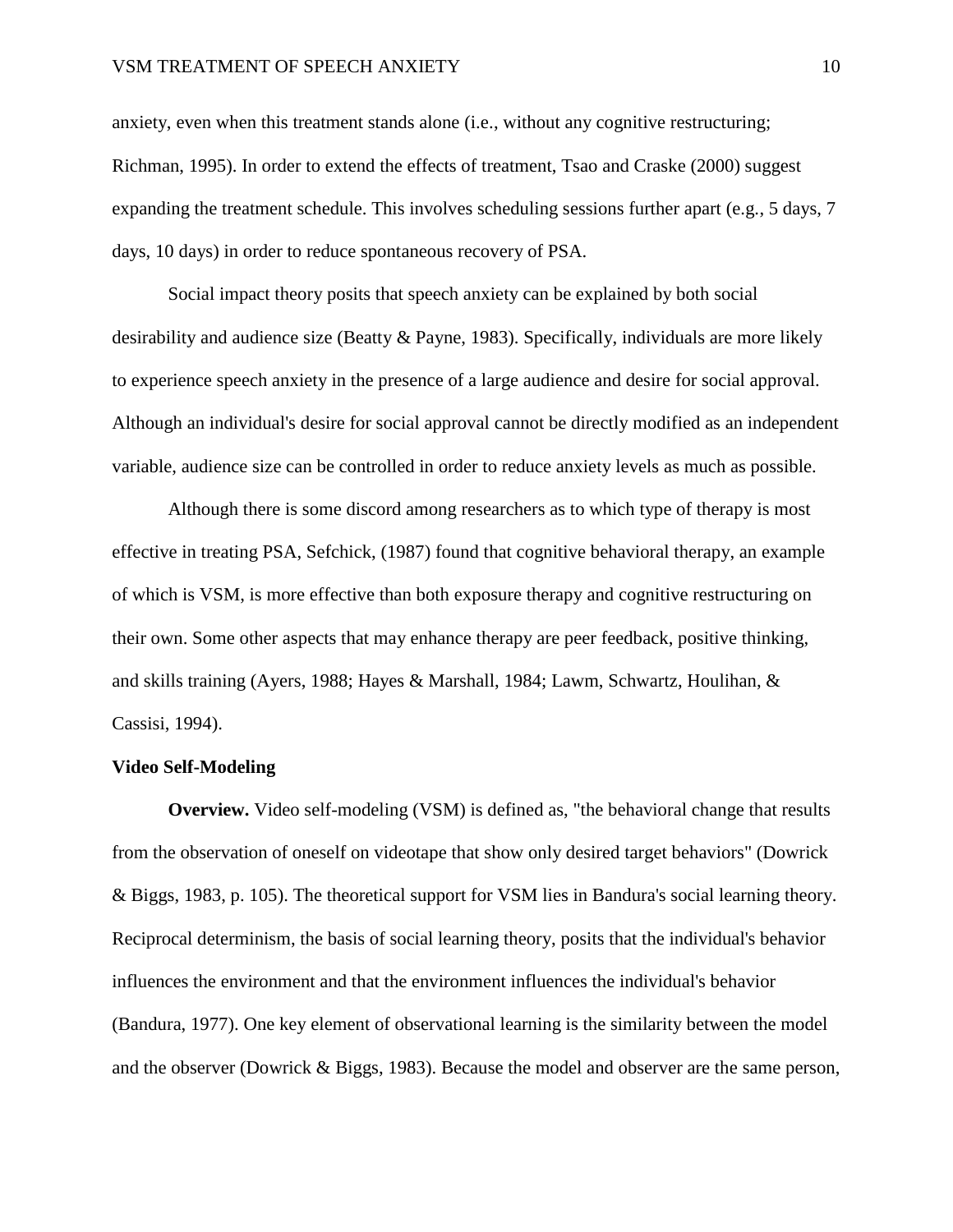anxiety, even when this treatment stands alone (i.e., without any cognitive restructuring; Richman, 1995). In order to extend the effects of treatment, Tsao and Craske (2000) suggest expanding the treatment schedule. This involves scheduling sessions further apart (e.g., 5 days, 7 days, 10 days) in order to reduce spontaneous recovery of PSA.

Social impact theory posits that speech anxiety can be explained by both social desirability and audience size (Beatty & Payne, 1983). Specifically, individuals are more likely to experience speech anxiety in the presence of a large audience and desire for social approval. Although an individual's desire for social approval cannot be directly modified as an independent variable, audience size can be controlled in order to reduce anxiety levels as much as possible.

Although there is some discord among researchers as to which type of therapy is most effective in treating PSA, Sefchick, (1987) found that cognitive behavioral therapy, an example of which is VSM, is more effective than both exposure therapy and cognitive restructuring on their own. Some other aspects that may enhance therapy are peer feedback, positive thinking, and skills training (Ayers, 1988; Hayes & Marshall, 1984; Lawm, Schwartz, Houlihan, & Cassisi, 1994).

## Video Self-Modeling

**Overview.** Video self-modeling (VSM) is defined as, "the behavioral change that results from the observation of oneself on videotape that show only desired target behaviors" (Dowrick & Biggs, 1983, p. 105). The theoretical support for VSM lies in Bandura's social learning theory. Reciprocal determinism, the basis of social learning theory, posits that the individual's behavior influences the environment and that the environment influences the individual's behavior (Bandura, 1977). One key element of observational learning is the similarity between the model and the observer (Dowrick & Biggs, 1983). Because the model and observer are the same person,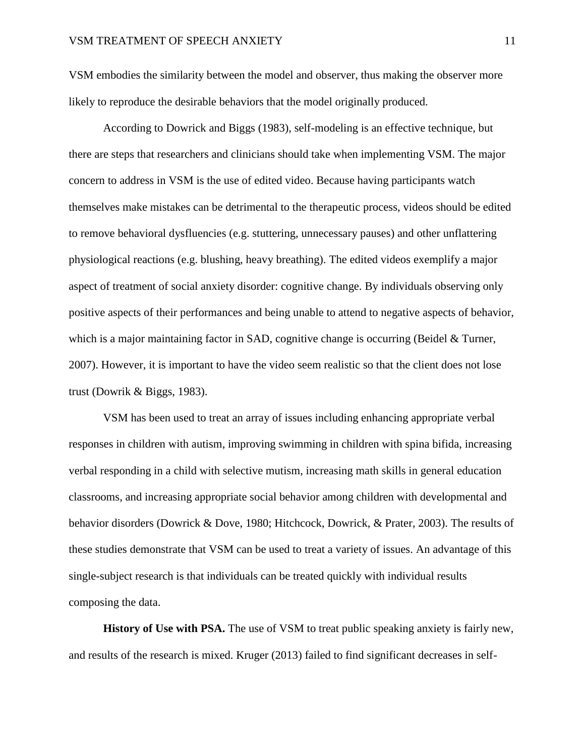VSM embodies the similarity between the model and observer, thus making the observer more likely to reproduce the desirable behaviors that the model originally produced.

According to Dowrick and Biggs (1983), self-modeling is an effective technique, but there are steps that researchers and clinicians should take when implementing VSM. The major concern to address in VSM is the use of edited video. Because having participants watch themselves make mistakes can be detrimental to the therapeutic process, videos should be edited to remove behavioral dysfluencies (e.g. stuttering, unnecessary pauses) and other unflattering physiological reactions (e.g. blushing, heavy breathing). The edited videos exemplify a major aspect of treatment of social anxiety disorder: cognitive change. By individuals observing only positive aspects of their performances and being unable to attend to negative aspects of behavior, which is a major maintaining factor in SAD, cognitive change is occurring (Beidel & Turner, 2007). However, it is important to have the video seem realistic so that the client does not lose trust (Dowrik & Biggs, 1983).

VSM has been used to treat an array of issues including enhancing appropriate verbal responses in children with autism, improving swimming in children with spina bifida, increasing verbal responding in a child with selective mutism, increasing math skills in general education classrooms, and increasing appropriate social behavior among children with developmental and behavior disorders (Dowrick & Dove, 1980; Hitchcock, Dowrick, & Prater, 2003). The results of these studies demonstrate that VSM can be used to treat a variety of issues. An advantage of this single-subject research is that individuals can be treated quickly with individual results composing the data.

**History of Use with PSA.** The use of VSM to treat public speaking anxiety is fairly new, and results of the research is mixed. Kruger (2013) failed to find significant decreases in self-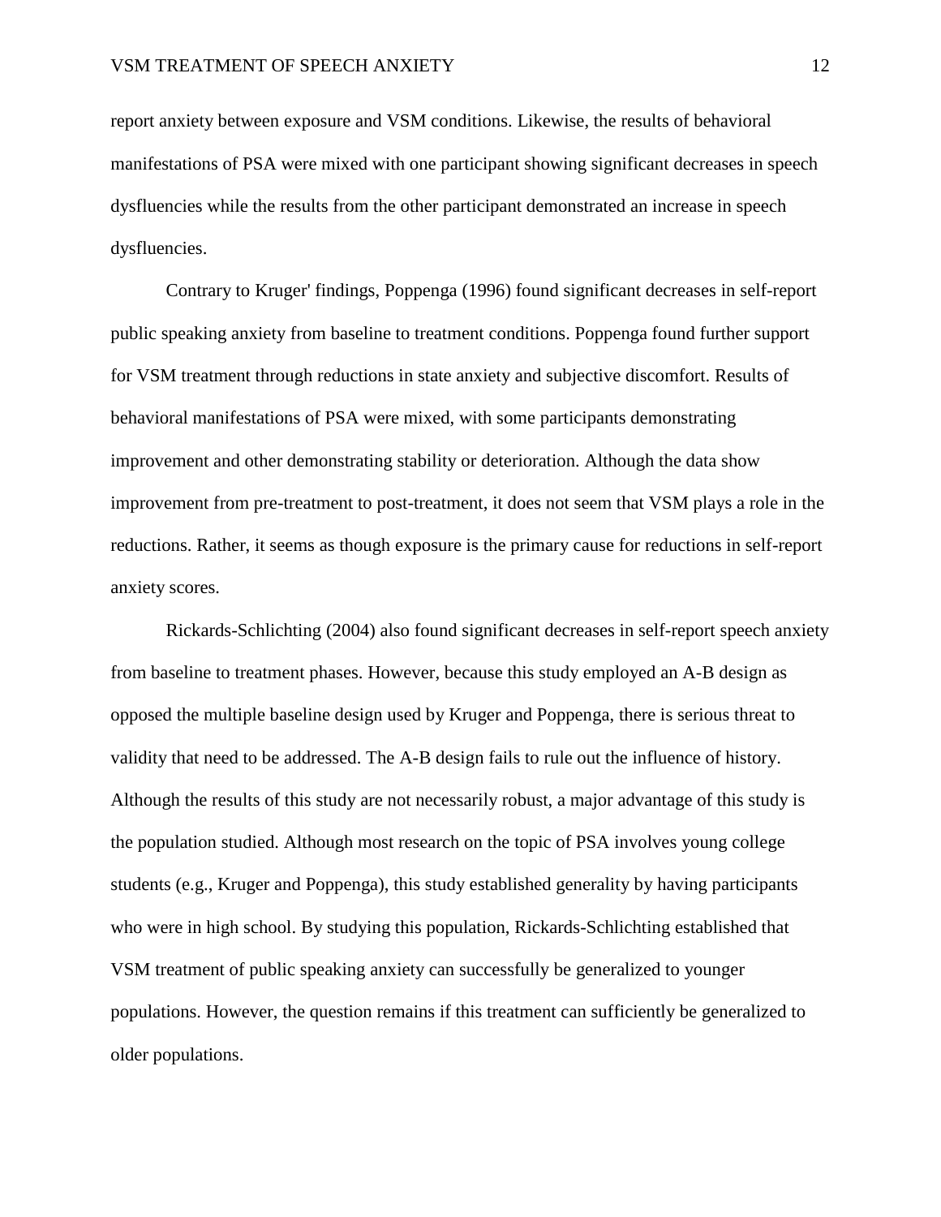report anxiety between exposure and VSM conditions. Likewise, the results of behavioral manifestations of PSA were mixed with one participant showing significant decreases in speech dysfluencies while the results from the other participant demonstrated an increase in speech dysfluencies.

Contrary to Kruger' findings, Poppenga (1996) found significant decreases in self-report public speaking anxiety from baseline to treatment conditions. Poppenga found further support for VSM treatment through reductions in state anxiety and subjective discomfort. Results of behavioral manifestations of PSA were mixed, with some participants demonstrating improvement and other demonstrating stability or deterioration. Although the data show improvement from pre-treatment to post-treatment, it does not seem that VSM plays a role in the reductions. Rather, it seems as though exposure is the primary cause for reductions in self-report anxiety scores.

Rickards-Schlichting (2004) also found significant decreases in self-report speech anxiety from baseline to treatment phases. However, because this study employed an A-B design as opposed the multiple baseline design used by Kruger and Poppenga, there is serious threat to validity that need to be addressed. The A-B design fails to rule out the influence of history. Although the results of this study are not necessarily robust, a major advantage of this study is the population studied. Although most research on the topic of PSA involves young college students (e.g., Kruger and Poppenga), this study established generality by having participants who were in high school. By studying this population, Rickards-Schlichting established that VSM treatment of public speaking anxiety can successfully be generalized to younger populations. However, the question remains if this treatment can sufficiently be generalized to older populations.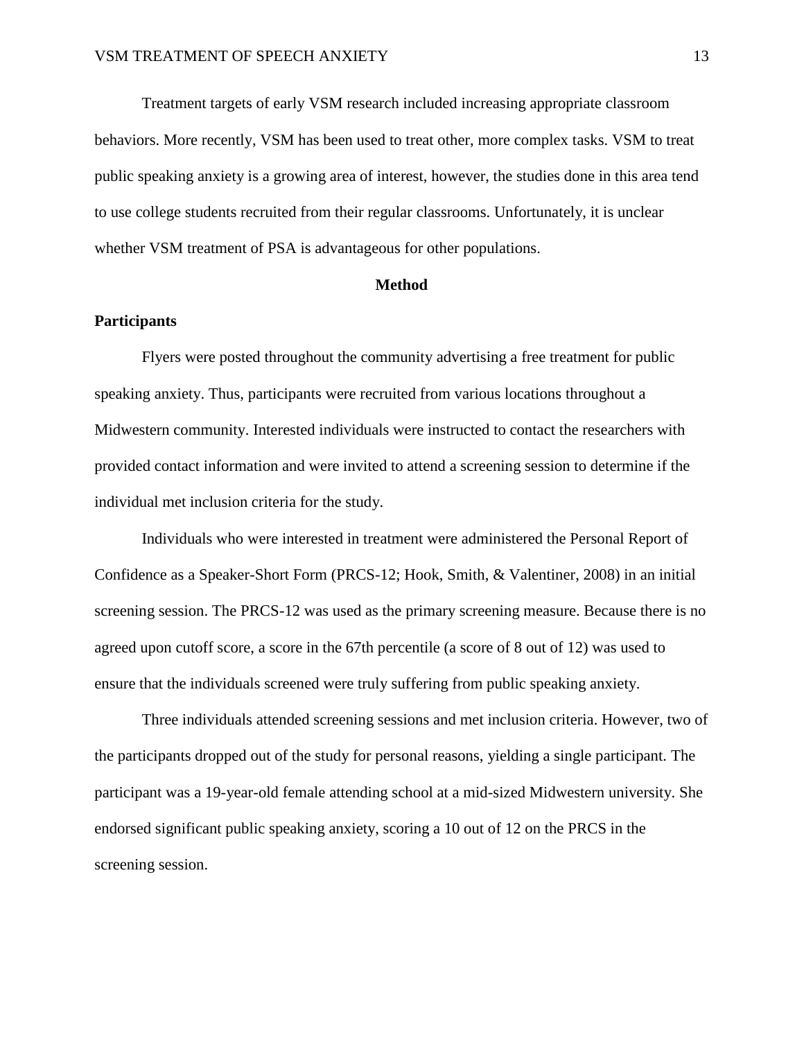Treatment targets of early VSM research included increasing appropriate classroom behaviors. More recently, VSM has been used to treat other, more complex tasks. VSM to treat public speaking anxiety is a growing area of interest, however, the studies done in this area tend to use college students recruited from their regular classrooms. Unfortunately, it is unclear whether VSM treatment of PSA is advantageous for other populations.

# Method

## Participants

Flyers were posted throughout the community advertising a free treatment for public speaking anxiety. Thus, participants were recruited from various locations throughout a Midwestern community. Interested individuals were instructed to contact the researchers with provided contact information and were invited to attend a screening session to determine if the individual met inclusion criteria for the study.

Individuals who were interested in treatment were administered the Personal Report of Confidence as a Speaker-Short Form (PRCS-12; Hook, Smith, & Valentiner, 2008) in an initial screening session. The PRCS-12 was used as the primary screening measure. Because there is no agreed upon cutoff score, a score in the 67th percentile (a score of 8 out of 12) was used to ensure that the individuals screened were truly suffering from public speaking anxiety.

Three individuals attended screening sessions and met inclusion criteria. However, two of the participants dropped out of the study for personal reasons, yielding a single participant. The participant was a 19-year-old female attending school at a mid-sized Midwestern university. She endorsed significant public speaking anxiety, scoring a 10 out of 12 on the PRCS in the screening session.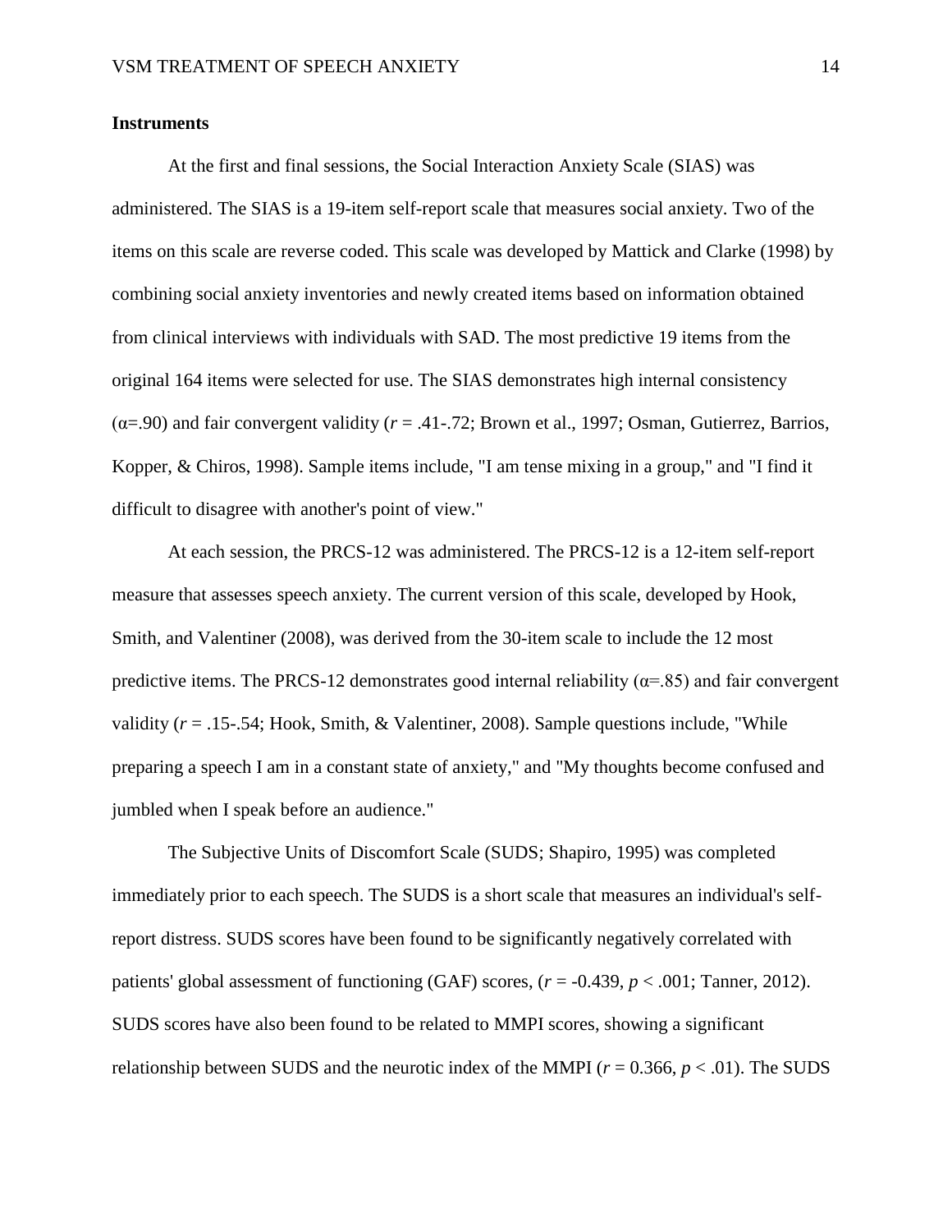**Instruments**

At the first and final sessions, the Social Interaction Anxiety Scale (SIAS) was administered. The SIAS is a 19-item self-report scale that measures social anxiety. Two of the items on this scale are reverse coded. This scale was developed by Mattick and Clarke (1998) by combining social anxiety inventories and newly created items based on information obtained from clinical interviews with individuals with SAD. The most predictive 19 items from the original 164 items were selected for use. The SIAS demonstrates high internal consistency ($\alpha$=.90) and fair convergent validity ($r$ = .41-.72; Brown et al., 1997; Osman, Gutierrez, Barrios, Kopper, & Chiros, 1998). Sample items include, "I am tense mixing in a group," and "I find it difficult to disagree with another's point of view."

At each session, the PRCS-12 was administered. The PRCS-12 is a 12-item self-report measure that assesses speech anxiety. The current version of this scale, developed by Hook, Smith, and Valentiner (2008), was derived from the 30-item scale to include the 12 most predictive items. The PRCS-12 demonstrates good internal reliability ($\alpha$=.85) and fair convergent validity ($r$ = .15-.54; Hook, Smith, & Valentiner, 2008). Sample questions include, "While preparing a speech I am in a constant state of anxiety," and "My thoughts become confused and jumbled when I speak before an audience."

The Subjective Units of Discomfort Scale (SUDS; Shapiro, 1995) was completed immediately prior to each speech. The SUDS is a short scale that measures an individual's self-report distress. SUDS scores have been found to be significantly negatively correlated with patients' global assessment of functioning (GAF) scores, ($r$ = -0.439, $p < .001$; Tanner, 2012). SUDS scores have also been found to be related to MMPI scores, showing a significant relationship between SUDS and the neurotic index of the MMPI ($r$ = 0.366, $p < .01$). The SUDS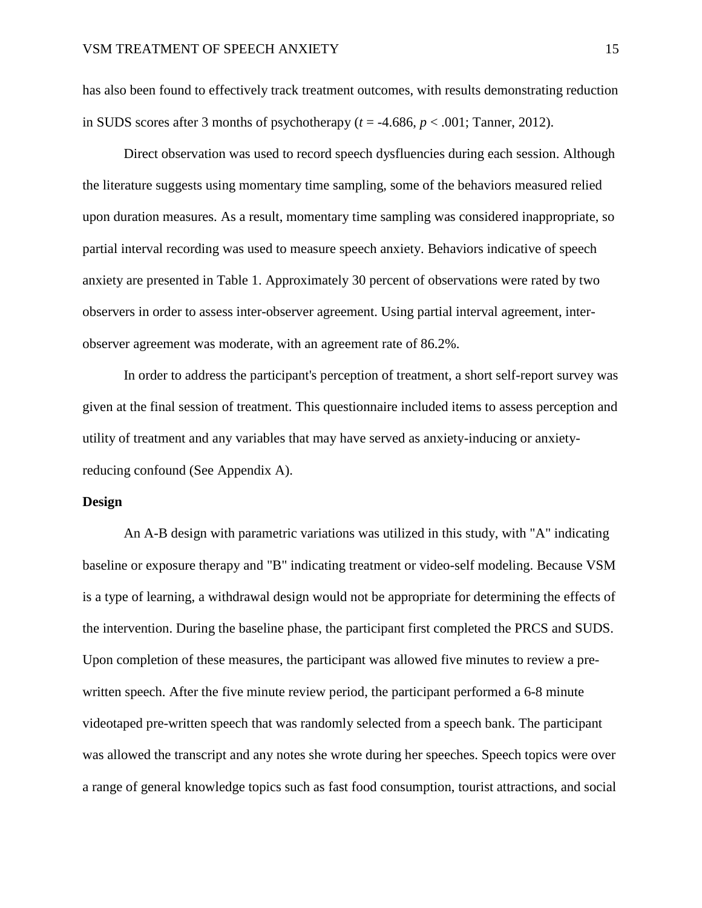has also been found to effectively track treatment outcomes, with results demonstrating reduction in SUDS scores after 3 months of psychotherapy ($t = -4.686$, $p < .001$; Tanner, 2012).

Direct observation was used to record speech dysfluencies during each session. Although the literature suggests using momentary time sampling, some of the behaviors measured relied upon duration measures. As a result, momentary time sampling was considered inappropriate, so partial interval recording was used to measure speech anxiety. Behaviors indicative of speech anxiety are presented in Table 1. Approximately 30 percent of observations were rated by two observers in order to assess inter-observer agreement. Using partial interval agreement, inter-observer agreement was moderate, with an agreement rate of 86.2%.

In order to address the participant's perception of treatment, a short self-report survey was given at the final session of treatment. This questionnaire included items to assess perception and utility of treatment and any variables that may have served as anxiety-inducing or anxiety-reducing confound (See Appendix A).

**Design**

An A-B design with parametric variations was utilized in this study, with "A" indicating baseline or exposure therapy and "B" indicating treatment or video-self modeling. Because VSM is a type of learning, a withdrawal design would not be appropriate for determining the effects of the intervention. During the baseline phase, the participant first completed the PRCS and SUDS. Upon completion of these measures, the participant was allowed five minutes to review a pre-written speech. After the five minute review period, the participant performed a 6-8 minute videotaped pre-written speech that was randomly selected from a speech bank. The participant was allowed the transcript and any notes she wrote during her speeches. Speech topics were over a range of general knowledge topics such as fast food consumption, tourist attractions, and social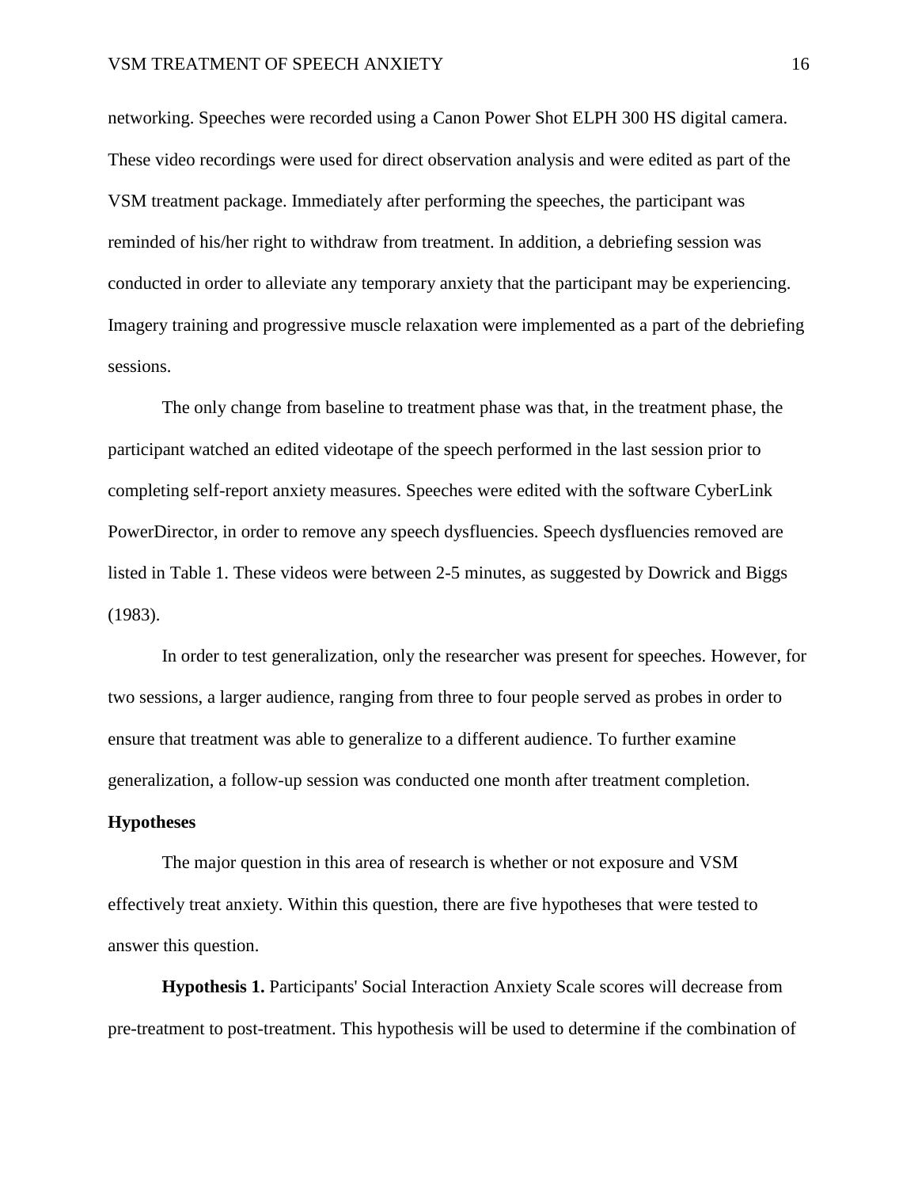networking. Speeches were recorded using a Canon Power Shot ELPH 300 HS digital camera. These video recordings were used for direct observation analysis and were edited as part of the VSM treatment package. Immediately after performing the speeches, the participant was reminded of his/her right to withdraw from treatment. In addition, a debriefing session was conducted in order to alleviate any temporary anxiety that the participant may be experiencing. Imagery training and progressive muscle relaxation were implemented as a part of the debriefing sessions.

The only change from baseline to treatment phase was that, in the treatment phase, the participant watched an edited videotape of the speech performed in the last session prior to completing self-report anxiety measures. Speeches were edited with the software CyberLink PowerDirector, in order to remove any speech dysfluencies. Speech dysfluencies removed are listed in Table 1. These videos were between 2-5 minutes, as suggested by Dowrick and Biggs (1983).

In order to test generalization, only the researcher was present for speeches. However, for two sessions, a larger audience, ranging from three to four people served as probes in order to ensure that treatment was able to generalize to a different audience. To further examine generalization, a follow-up session was conducted one month after treatment completion.

## Hypotheses

The major question in this area of research is whether or not exposure and VSM effectively treat anxiety. Within this question, there are five hypotheses that were tested to answer this question.

**Hypothesis 1.** Participants' Social Interaction Anxiety Scale scores will decrease from pre-treatment to post-treatment. This hypothesis will be used to determine if the combination of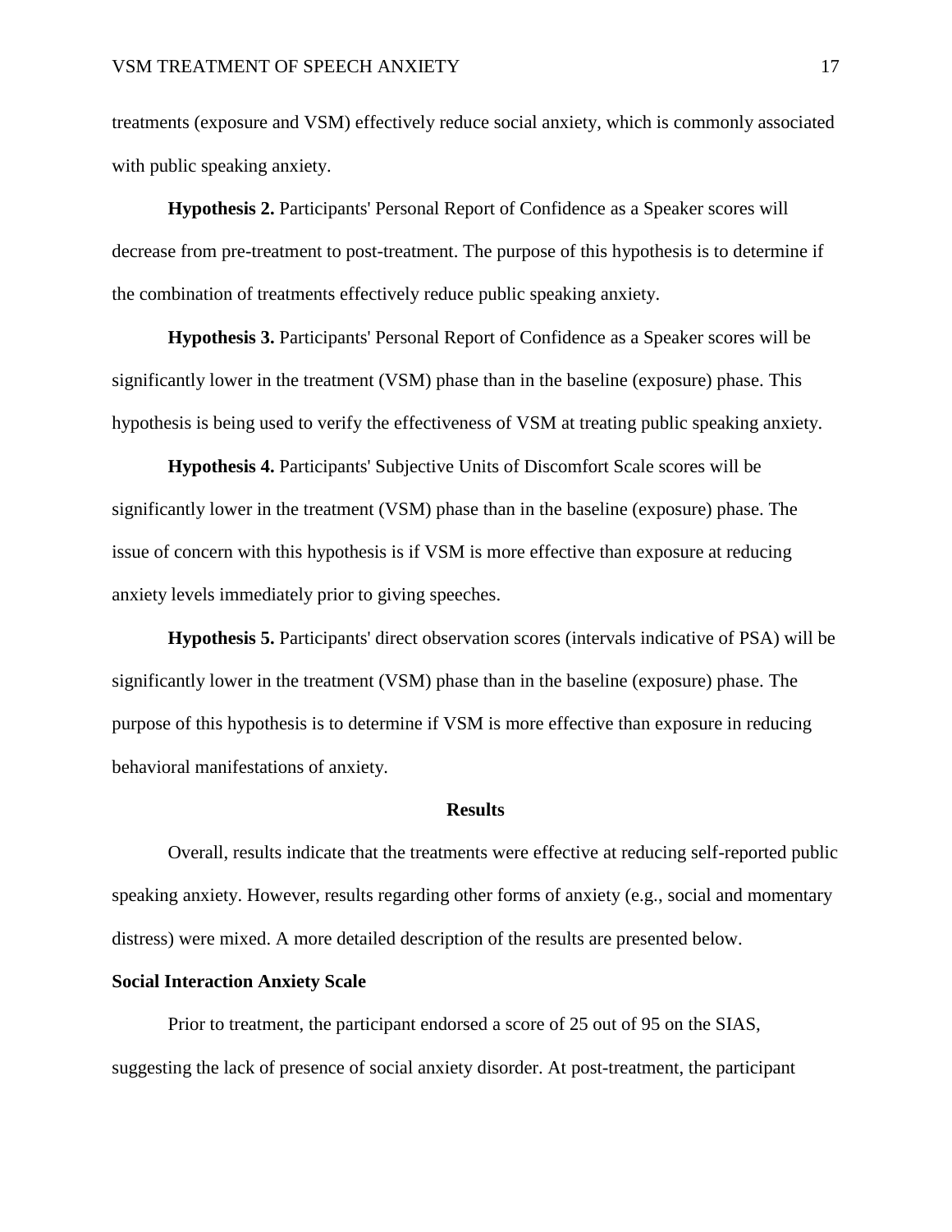treatments (exposure and VSM) effectively reduce social anxiety, which is commonly associated with public speaking anxiety.

**Hypothesis 2.** Participants' Personal Report of Confidence as a Speaker scores will decrease from pre-treatment to post-treatment. The purpose of this hypothesis is to determine if the combination of treatments effectively reduce public speaking anxiety.

**Hypothesis 3.** Participants' Personal Report of Confidence as a Speaker scores will be significantly lower in the treatment (VSM) phase than in the baseline (exposure) phase. This hypothesis is being used to verify the effectiveness of VSM at treating public speaking anxiety.

**Hypothesis 4.** Participants' Subjective Units of Discomfort Scale scores will be significantly lower in the treatment (VSM) phase than in the baseline (exposure) phase. The issue of concern with this hypothesis is if VSM is more effective than exposure at reducing anxiety levels immediately prior to giving speeches.

**Hypothesis 5.** Participants' direct observation scores (intervals indicative of PSA) will be significantly lower in the treatment (VSM) phase than in the baseline (exposure) phase. The purpose of this hypothesis is to determine if VSM is more effective than exposure in reducing behavioral manifestations of anxiety.

## Results

Overall, results indicate that the treatments were effective at reducing self-reported public speaking anxiety. However, results regarding other forms of anxiety (e.g., social and momentary distress) were mixed. A more detailed description of the results are presented below.

### Social Interaction Anxiety Scale

Prior to treatment, the participant endorsed a score of 25 out of 95 on the SIAS, suggesting the lack of presence of social anxiety disorder. At post-treatment, the participant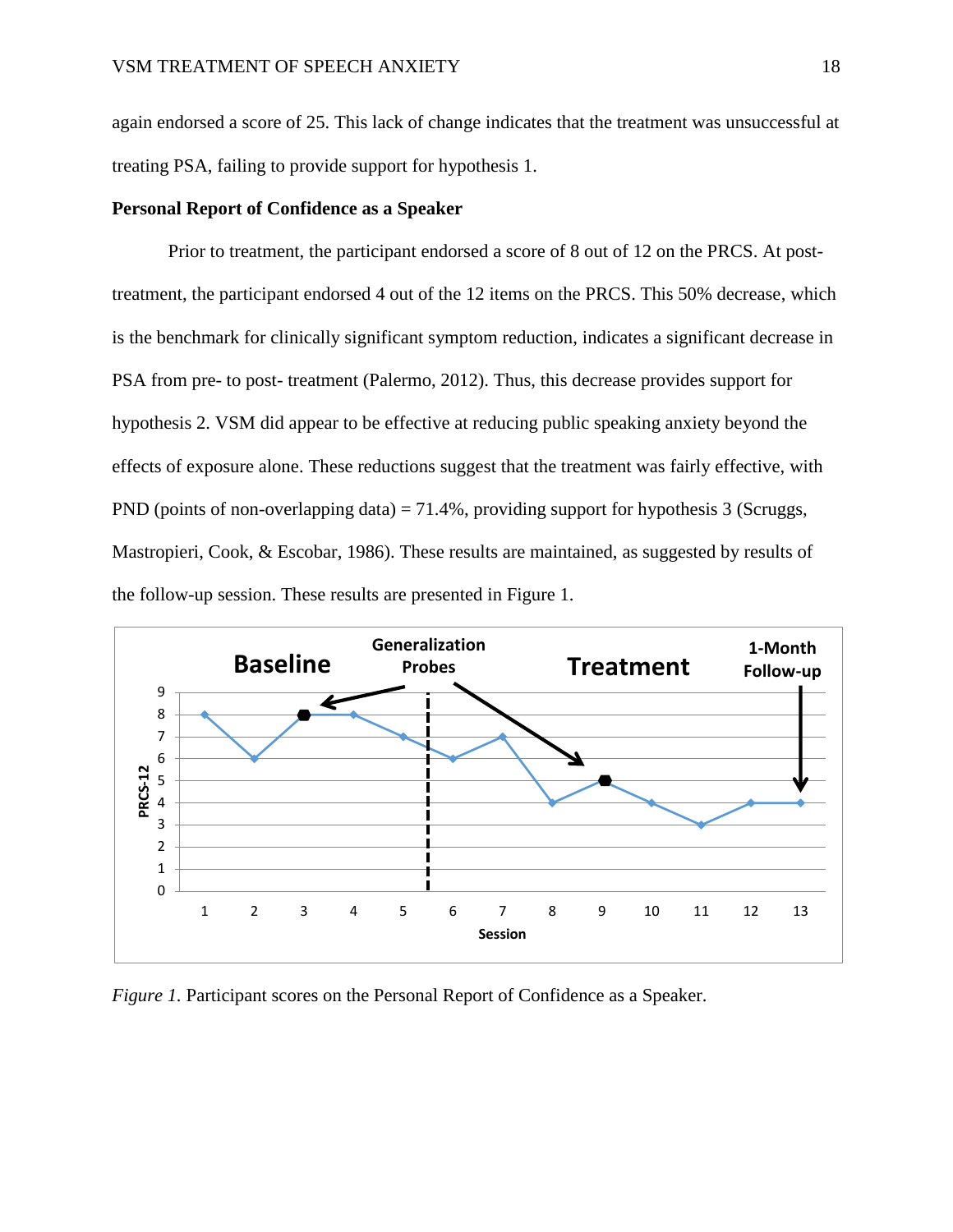again endorsed a score of 25. This lack of change indicates that the treatment was unsuccessful at treating PSA, failing to provide support for hypothesis 1.

**Personal Report of Confidence as a Speaker**

Prior to treatment, the participant endorsed a score of 8 out of 12 on the PRCS. At post-treatment, the participant endorsed 4 out of the 12 items on the PRCS. This 50% decrease, which is the benchmark for clinically significant symptom reduction, indicates a significant decrease in PSA from pre- to post- treatment (Palermo, 2012). Thus, this decrease provides support for hypothesis 2. VSM did appear to be effective at reducing public speaking anxiety beyond the effects of exposure alone. These reductions suggest that the treatment was fairly effective, with PND (points of non-overlapping data) = 71.4%, providing support for hypothesis 3 (Scruggs, Mastropieri, Cook, & Escobar, 1986). These results are maintained, as suggested by results of the follow-up session. These results are presented in Figure 1.

*Figure 1.* Participant scores on the Personal Report of Confidence as a Speaker.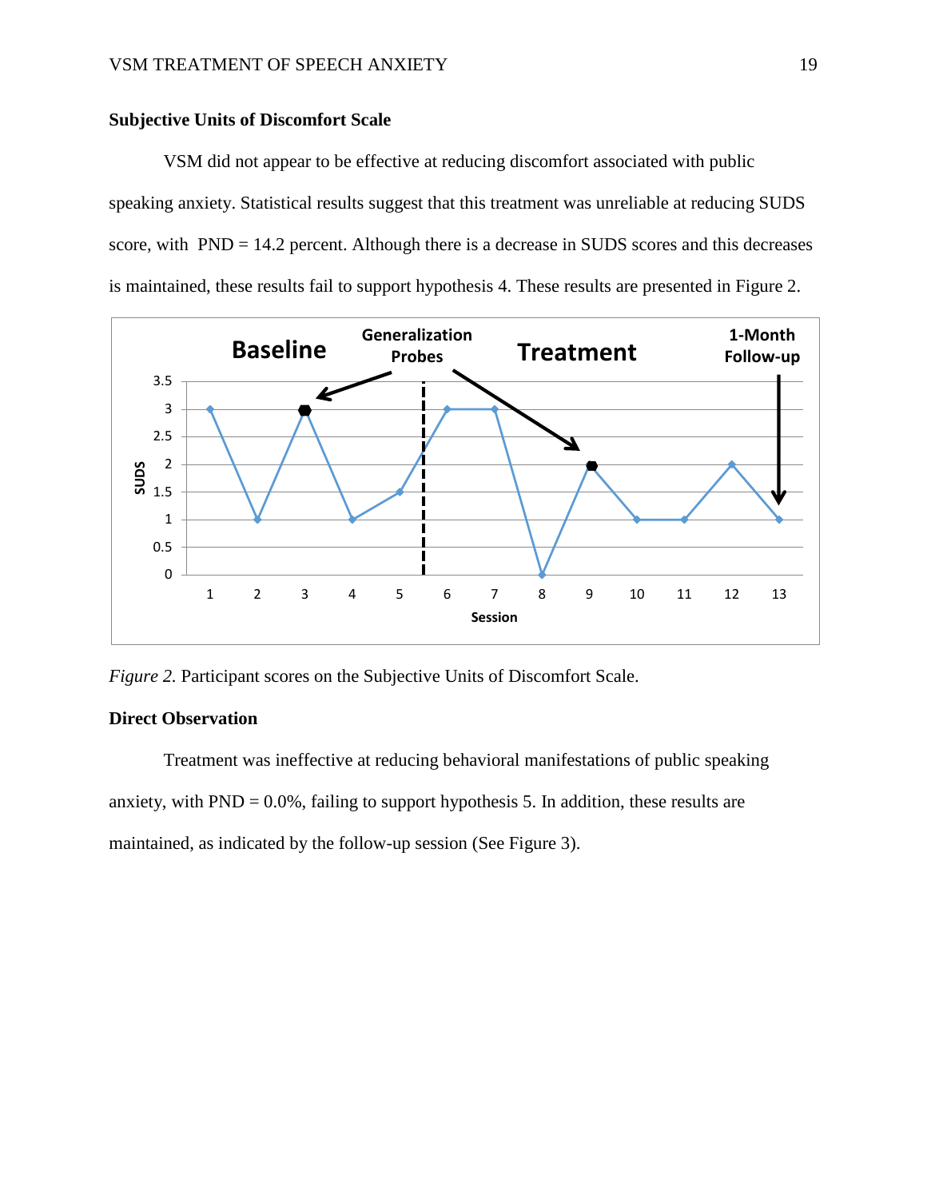## Subjective Units of Discomfort Scale

VSM did not appear to be effective at reducing discomfort associated with public speaking anxiety. Statistical results suggest that this treatment was unreliable at reducing SUDS score, with PND = 14.2 percent. Although there is a decrease in SUDS scores and this decreases is maintained, these results fail to support hypothesis 4. These results are presented in Figure 2.

*Figure 2.* Participant scores on the Subjective Units of Discomfort Scale.

## Direct Observation

Treatment was ineffective at reducing behavioral manifestations of public speaking anxiety, with PND = 0.0%, failing to support hypothesis 5. In addition, these results are maintained, as indicated by the follow-up session (See Figure 3).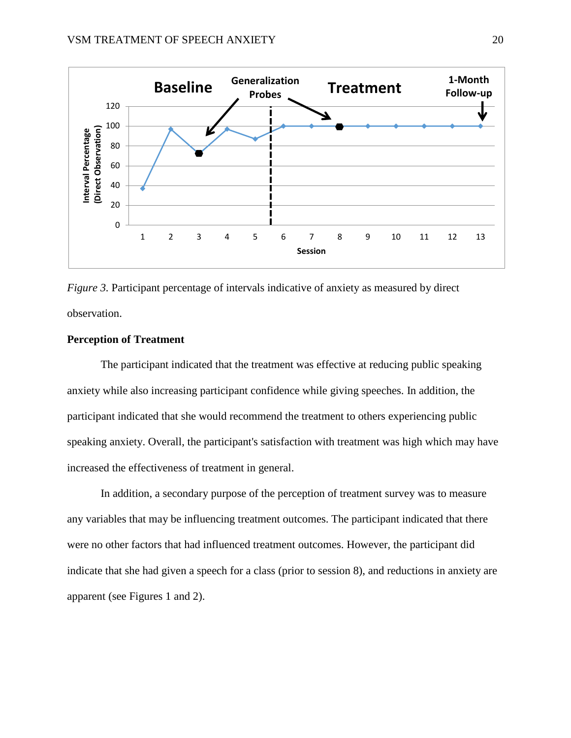*Figure 3.* Participant percentage of intervals indicative of anxiety as measured by direct observation.

**Perception of Treatment**

The participant indicated that the treatment was effective at reducing public speaking anxiety while also increasing participant confidence while giving speeches. In addition, the participant indicated that she would recommend the treatment to others experiencing public speaking anxiety. Overall, the participant's satisfaction with treatment was high which may have increased the effectiveness of treatment in general.

In addition, a secondary purpose of the perception of treatment survey was to measure any variables that may be influencing treatment outcomes. The participant indicated that there were no other factors that had influenced treatment outcomes. However, the participant did indicate that she had given a speech for a class (prior to session 8), and reductions in anxiety are apparent (see Figures 1 and 2).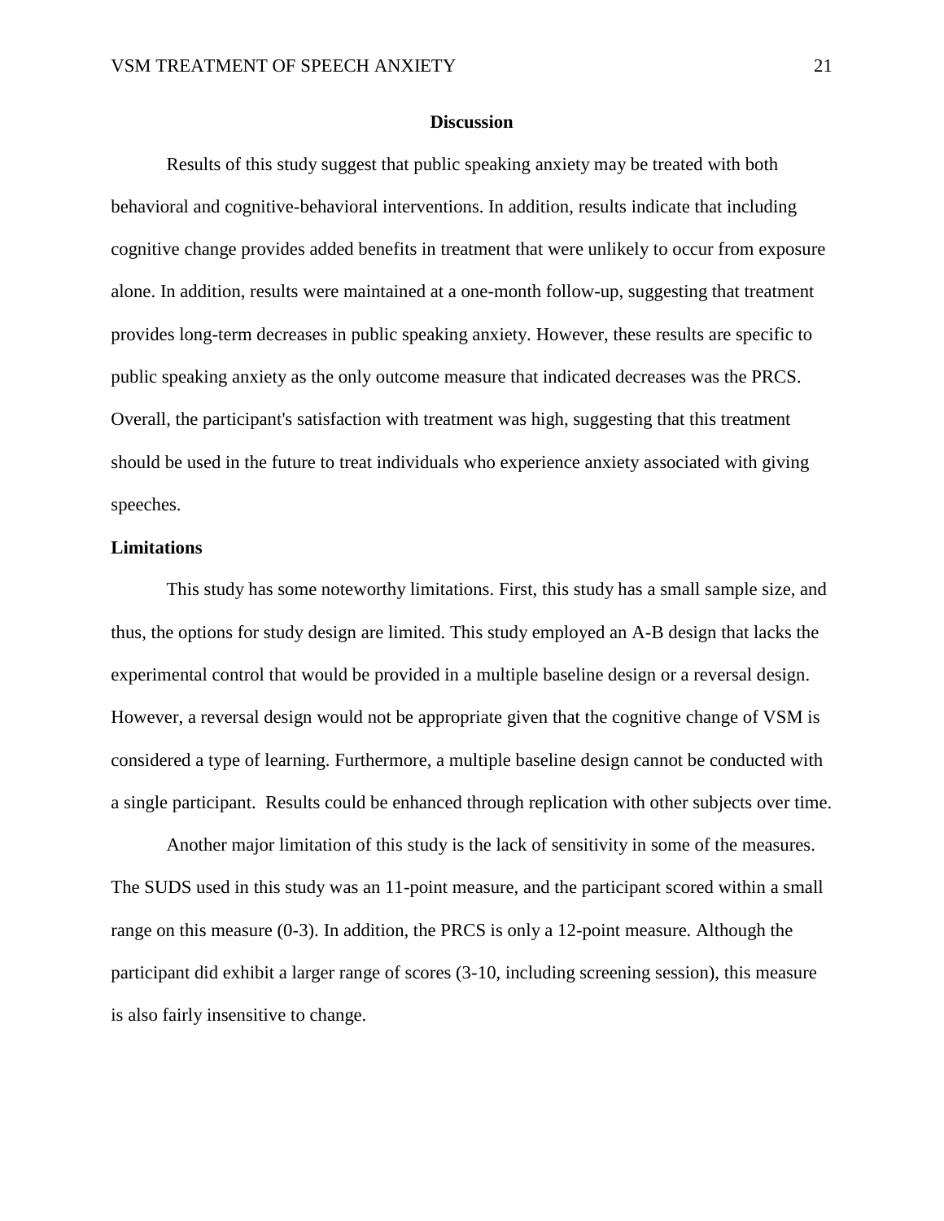## Discussion

Results of this study suggest that public speaking anxiety may be treated with both behavioral and cognitive-behavioral interventions. In addition, results indicate that including cognitive change provides added benefits in treatment that were unlikely to occur from exposure alone. In addition, results were maintained at a one-month follow-up, suggesting that treatment provides long-term decreases in public speaking anxiety. However, these results are specific to public speaking anxiety as the only outcome measure that indicated decreases was the PRCS. Overall, the participant's satisfaction with treatment was high, suggesting that this treatment should be used in the future to treat individuals who experience anxiety associated with giving speeches.

### Limitations

This study has some noteworthy limitations. First, this study has a small sample size, and thus, the options for study design are limited. This study employed an A-B design that lacks the experimental control that would be provided in a multiple baseline design or a reversal design. However, a reversal design would not be appropriate given that the cognitive change of VSM is considered a type of learning. Furthermore, a multiple baseline design cannot be conducted with a single participant. Results could be enhanced through replication with other subjects over time.

Another major limitation of this study is the lack of sensitivity in some of the measures. The SUDS used in this study was an 11-point measure, and the participant scored within a small range on this measure (0-3). In addition, the PRCS is only a 12-point measure. Although the participant did exhibit a larger range of scores (3-10, including screening session), this measure is also fairly insensitive to change.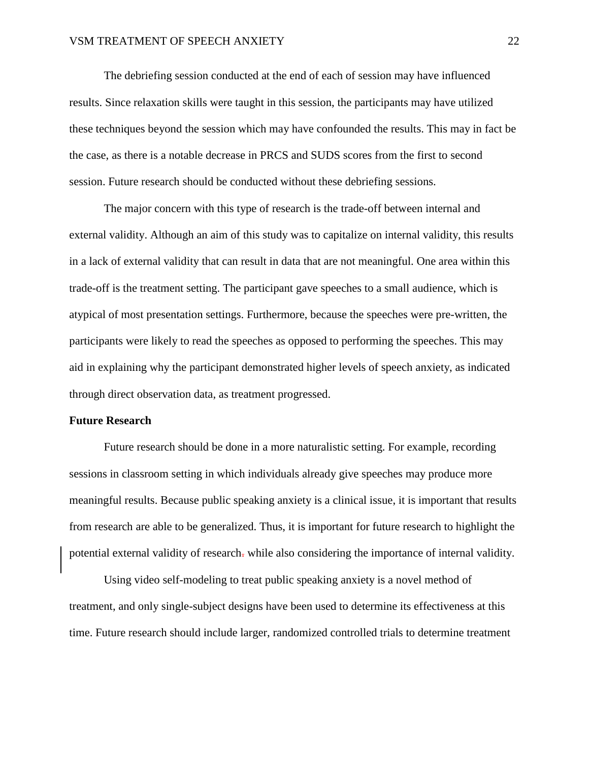The debriefing session conducted at the end of each of session may have influenced results. Since relaxation skills were taught in this session, the participants may have utilized these techniques beyond the session which may have confounded the results. This may in fact be the case, as there is a notable decrease in PRCS and SUDS scores from the first to second session. Future research should be conducted without these debriefing sessions.

The major concern with this type of research is the trade-off between internal and external validity. Although an aim of this study was to capitalize on internal validity, this results in a lack of external validity that can result in data that are not meaningful. One area within this trade-off is the treatment setting. The participant gave speeches to a small audience, which is atypical of most presentation settings. Furthermore, because the speeches were pre-written, the participants were likely to read the speeches as opposed to performing the speeches. This may aid in explaining why the participant demonstrated higher levels of speech anxiety, as indicated through direct observation data, as treatment progressed.

**Future Research**

Future research should be done in a more naturalistic setting. For example, recording sessions in classroom setting in which individuals already give speeches may produce more meaningful results. Because public speaking anxiety is a clinical issue, it is important that results from research are able to be generalized. Thus, it is important for future research to highlight the potential external validity of research. while also considering the importance of internal validity.

Using video self-modeling to treat public speaking anxiety is a novel method of treatment, and only single-subject designs have been used to determine its effectiveness at this time. Future research should include larger, randomized controlled trials to determine treatment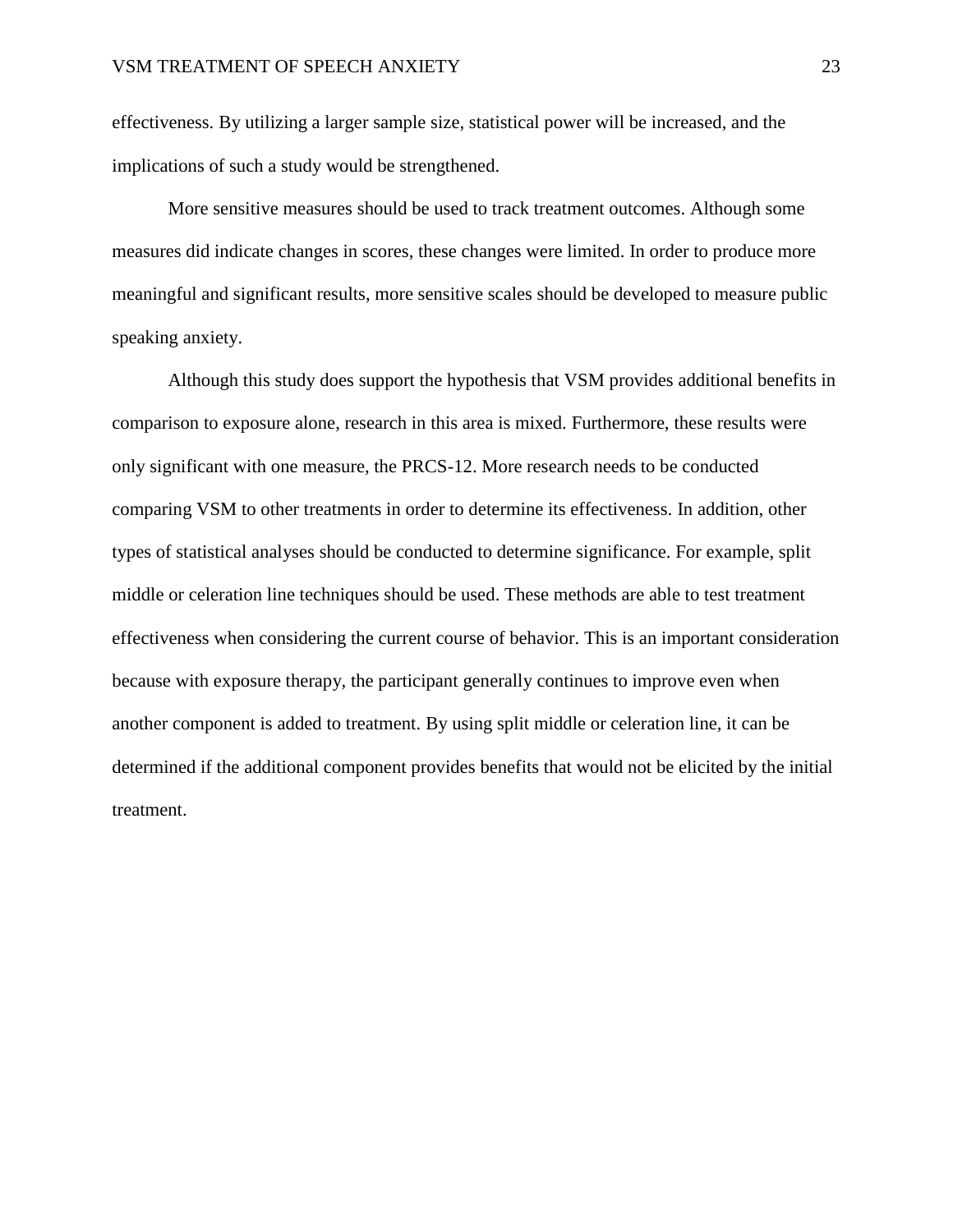effectiveness. By utilizing a larger sample size, statistical power will be increased, and the implications of such a study would be strengthened.

More sensitive measures should be used to track treatment outcomes. Although some measures did indicate changes in scores, these changes were limited. In order to produce more meaningful and significant results, more sensitive scales should be developed to measure public speaking anxiety.

Although this study does support the hypothesis that VSM provides additional benefits in comparison to exposure alone, research in this area is mixed. Furthermore, these results were only significant with one measure, the PRCS-12. More research needs to be conducted comparing VSM to other treatments in order to determine its effectiveness. In addition, other types of statistical analyses should be conducted to determine significance. For example, split middle or celeration line techniques should be used. These methods are able to test treatment effectiveness when considering the current course of behavior. This is an important consideration because with exposure therapy, the participant generally continues to improve even when another component is added to treatment. By using split middle or celeration line, it can be determined if the additional component provides benefits that would not be elicited by the initial treatment.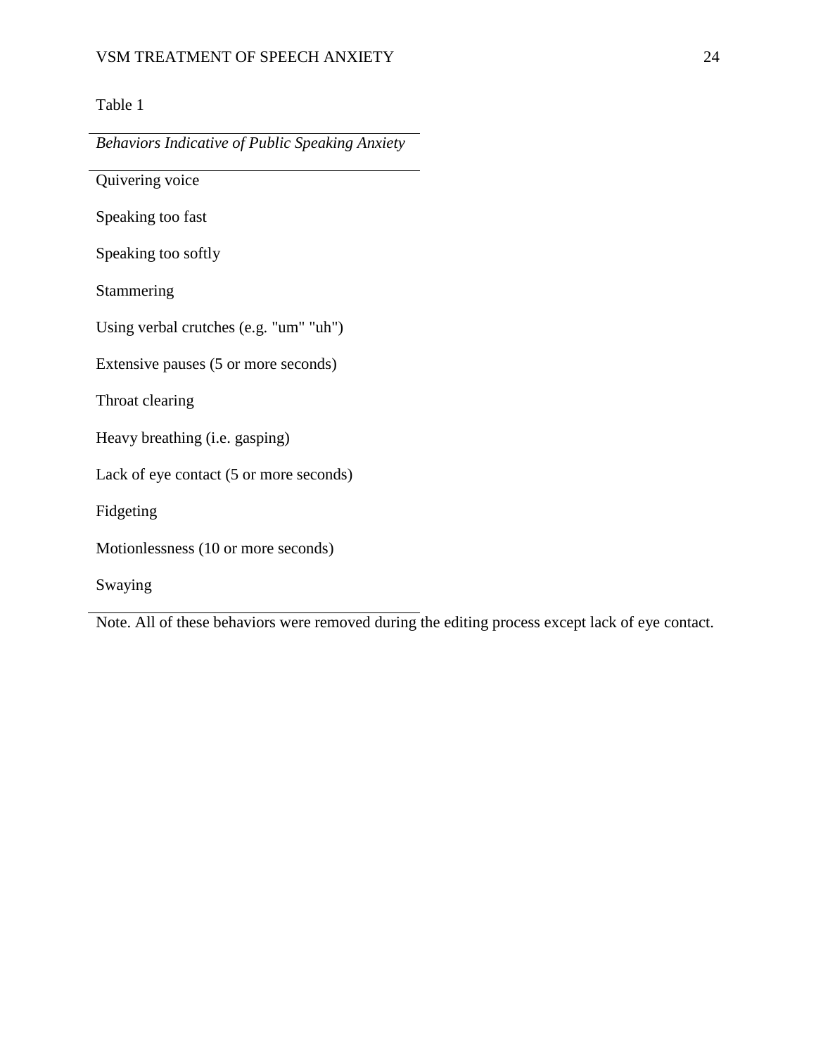Table 1

| *Behaviors Indicative of Public Speaking Anxiety* |
| --- |
| Quivering voice |
| Speaking too fast |
| Speaking too softly |
| Stammering |
| Using verbal crutches (e.g. "um" "uh") |
| Extensive pauses (5 or more seconds) |
| Throat clearing |
| Heavy breathing (i.e. gasping) |
| Lack of eye contact (5 or more seconds) |
| Fidgeting |
| Motionlessness (10 or more seconds) |
| Swaying |

Note. All of these behaviors were removed during the editing process except lack of eye contact.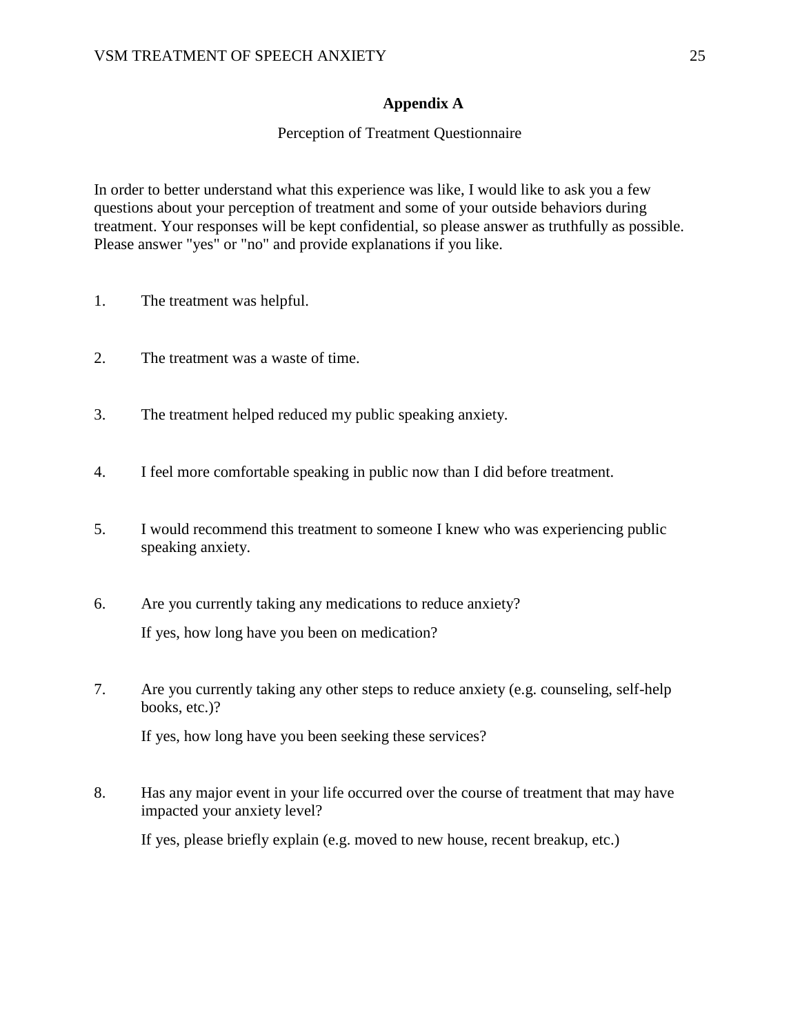## Appendix A

Perception of Treatment Questionnaire

In order to better understand what this experience was like, I would like to ask you a few questions about your perception of treatment and some of your outside behaviors during treatment. Your responses will be kept confidential, so please answer as truthfully as possible. Please answer "yes" or "no" and provide explanations if you like.

1. The treatment was helpful.

2. The treatment was a waste of time.

3. The treatment helped reduced my public speaking anxiety.

4. I feel more comfortable speaking in public now than I did before treatment.

5. I would recommend this treatment to someone I knew who was experiencing public speaking anxiety.

6. Are you currently taking any medications to reduce anxiety?

   If yes, how long have you been on medication?

7. Are you currently taking any other steps to reduce anxiety (e.g. counseling, self-help books, etc.)?

   If yes, how long have you been seeking these services?

8. Has any major event in your life occurred over the course of treatment that may have impacted your anxiety level?

   If yes, please briefly explain (e.g. moved to new house, recent breakup, etc.)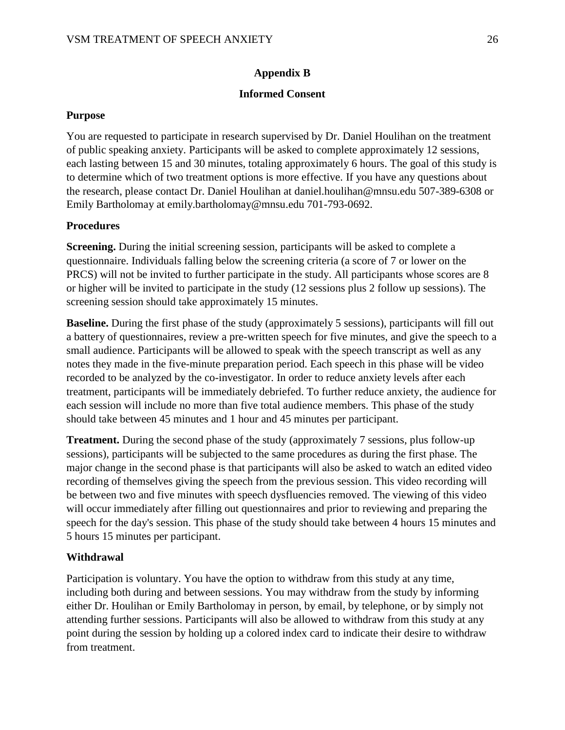## Appendix B

## Informed Consent

**Purpose**

You are requested to participate in research supervised by Dr. Daniel Houlihan on the treatment of public speaking anxiety. Participants will be asked to complete approximately 12 sessions, each lasting between 15 and 30 minutes, totaling approximately 6 hours. The goal of this study is to determine which of two treatment options is more effective. If you have any questions about the research, please contact Dr. Daniel Houlihan at daniel.houlihan@mnsu.edu 507-389-6308 or Emily Bartholomay at emily.bartholomay@mnsu.edu 701-793-0692.

**Procedures**

**Screening.** During the initial screening session, participants will be asked to complete a questionnaire. Individuals falling below the screening criteria (a score of 7 or lower on the PRCS) will not be invited to further participate in the study. All participants whose scores are 8 or higher will be invited to participate in the study (12 sessions plus 2 follow up sessions). The screening session should take approximately 15 minutes.

**Baseline.** During the first phase of the study (approximately 5 sessions), participants will fill out a battery of questionnaires, review a pre-written speech for five minutes, and give the speech to a small audience. Participants will be allowed to speak with the speech transcript as well as any notes they made in the five-minute preparation period. Each speech in this phase will be video recorded to be analyzed by the co-investigator. In order to reduce anxiety levels after each treatment, participants will be immediately debriefed. To further reduce anxiety, the audience for each session will include no more than five total audience members. This phase of the study should take between 45 minutes and 1 hour and 45 minutes per participant.

**Treatment.** During the second phase of the study (approximately 7 sessions, plus follow-up sessions), participants will be subjected to the same procedures as during the first phase. The major change in the second phase is that participants will also be asked to watch an edited video recording of themselves giving the speech from the previous session. This video recording will be between two and five minutes with speech dysfluencies removed. The viewing of this video will occur immediately after filling out questionnaires and prior to reviewing and preparing the speech for the day's session. This phase of the study should take between 4 hours 15 minutes and 5 hours 15 minutes per participant.

**Withdrawal**

Participation is voluntary. You have the option to withdraw from this study at any time, including both during and between sessions. You may withdraw from the study by informing either Dr. Houlihan or Emily Bartholomay in person, by email, by telephone, or by simply not attending further sessions. Participants will also be allowed to withdraw from this study at any point during the session by holding up a colored index card to indicate their desire to withdraw from treatment.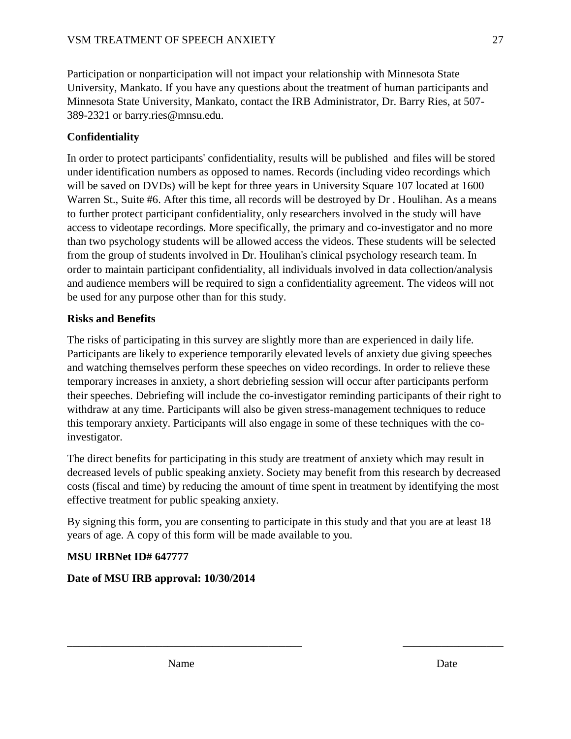Participation or nonparticipation will not impact your relationship with Minnesota State University, Mankato. If you have any questions about the treatment of human participants and Minnesota State University, Mankato, contact the IRB Administrator, Dr. Barry Ries, at 507-389-2321 or barry.ries@mnsu.edu.

**Confidentiality**

In order to protect participants' confidentiality, results will be published and files will be stored under identification numbers as opposed to names. Records (including video recordings which will be saved on DVDs) will be kept for three years in University Square 107 located at 1600 Warren St., Suite #6. After this time, all records will be destroyed by Dr . Houlihan. As a means to further protect participant confidentiality, only researchers involved in the study will have access to videotape recordings. More specifically, the primary and co-investigator and no more than two psychology students will be allowed access the videos. These students will be selected from the group of students involved in Dr. Houlihan's clinical psychology research team. In order to maintain participant confidentiality, all individuals involved in data collection/analysis and audience members will be required to sign a confidentiality agreement. The videos will not be used for any purpose other than for this study.

**Risks and Benefits**

The risks of participating in this survey are slightly more than are experienced in daily life. Participants are likely to experience temporarily elevated levels of anxiety due giving speeches and watching themselves perform these speeches on video recordings. In order to relieve these temporary increases in anxiety, a short debriefing session will occur after participants perform their speeches. Debriefing will include the co-investigator reminding participants of their right to withdraw at any time. Participants will also be given stress-management techniques to reduce this temporary anxiety. Participants will also engage in some of these techniques with the co-investigator.

The direct benefits for participating in this study are treatment of anxiety which may result in decreased levels of public speaking anxiety. Society may benefit from this research by decreased costs (fiscal and time) by reducing the amount of time spent in treatment by identifying the most effective treatment for public speaking anxiety.

By signing this form, you are consenting to participate in this study and that you are at least 18 years of age. A copy of this form will be made available to you.

**MSU IRBNet ID# 647777**

**Date of MSU IRB approval: 10/30/2014**

\_\_\_\_\_\_\_\_\_\_\_\_\_\_\_\_\_\_\_\_\_\_\_\_\_\_\_\_\_\_\_\_\_\_\_\_\_\_\_\_\_\_ \_\_\_\_\_\_\_\_\_\_\_\_\_\_\_\_\_\_

Name Date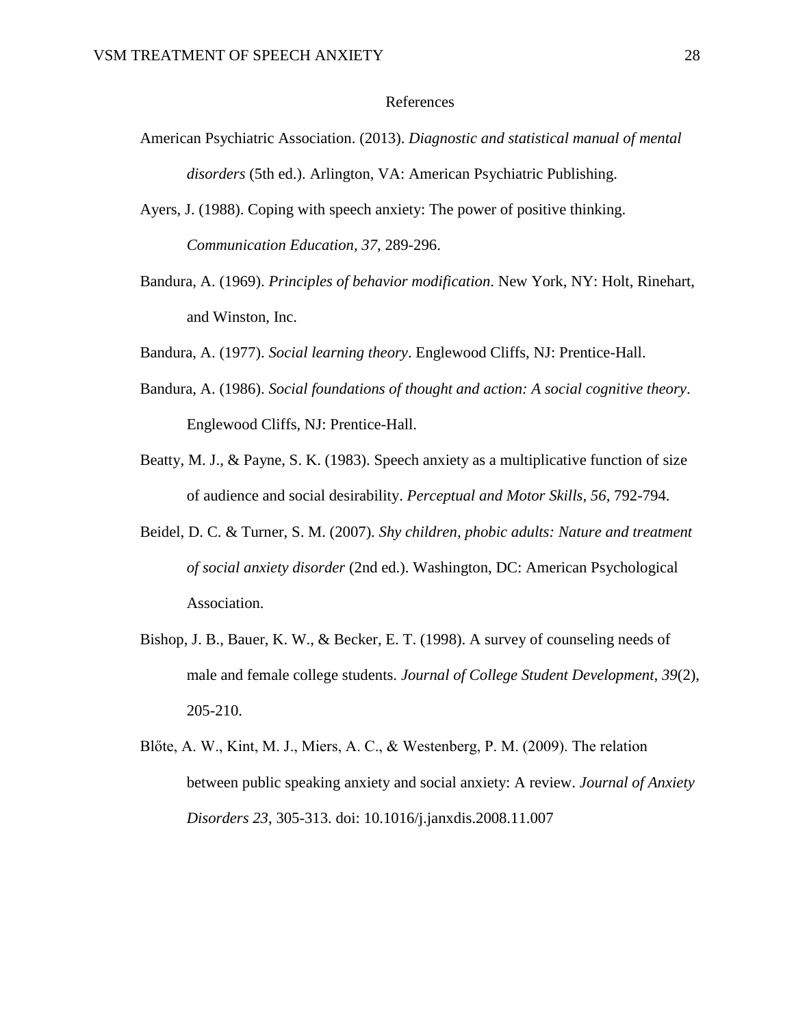# References

American Psychiatric Association. (2013). *Diagnostic and statistical manual of mental disorders* (5th ed.). Arlington, VA: American Psychiatric Publishing.

Ayers, J. (1988). Coping with speech anxiety: The power of positive thinking. *Communication Education, 37*, 289-296.

Bandura, A. (1969). *Principles of behavior modification*. New York, NY: Holt, Rinehart, and Winston, Inc.

Bandura, A. (1977). *Social learning theory*. Englewood Cliffs, NJ: Prentice-Hall.

Bandura, A. (1986). *Social foundations of thought and action: A social cognitive theory*. Englewood Cliffs, NJ: Prentice-Hall.

Beatty, M. J., & Payne, S. K. (1983). Speech anxiety as a multiplicative function of size of audience and social desirability. *Perceptual and Motor Skills, 56*, 792-794.

Beidel, D. C. & Turner, S. M. (2007). *Shy children, phobic adults: Nature and treatment of social anxiety disorder* (2nd ed.). Washington, DC: American Psychological Association.

Bishop, J. B., Bauer, K. W., & Becker, E. T. (1998). A survey of counseling needs of male and female college students. *Journal of College Student Development, 39*(2), 205-210.

Blőte, A. W., Kint, M. J., Miers, A. C., & Westenberg, P. M. (2009). The relation between public speaking anxiety and social anxiety: A review. *Journal of Anxiety Disorders 23*, 305-313. doi: 10.1016/j.janxdis.2008.11.007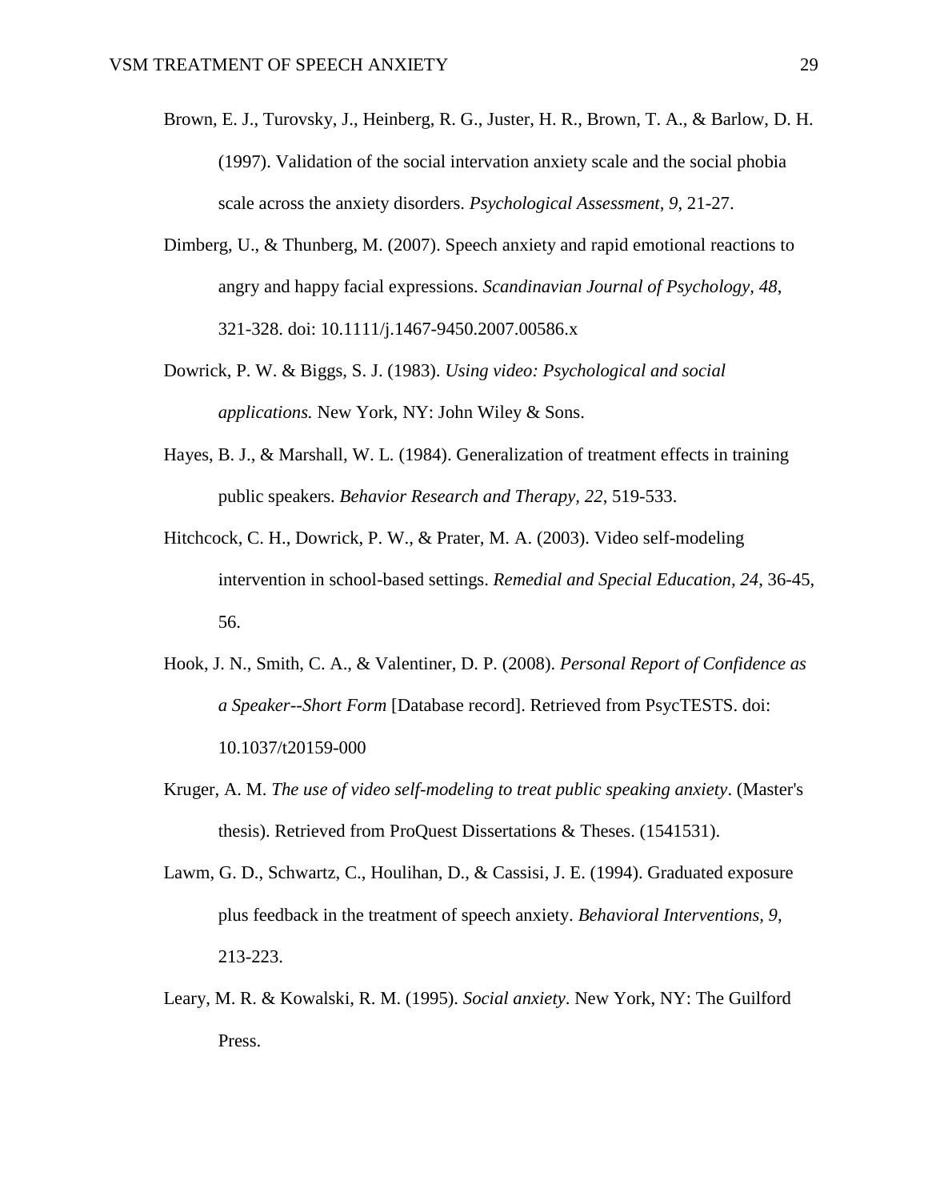Brown, E. J., Turovsky, J., Heinberg, R. G., Juster, H. R., Brown, T. A., & Barlow, D. H. (1997). Validation of the social intervation anxiety scale and the social phobia scale across the anxiety disorders. *Psychological Assessment, 9*, 21-27.

Dimberg, U., & Thunberg, M. (2007). Speech anxiety and rapid emotional reactions to angry and happy facial expressions. *Scandinavian Journal of Psychology, 48*, 321-328. doi: 10.1111/j.1467-9450.2007.00586.x

Dowrick, P. W. & Biggs, S. J. (1983). *Using video: Psychological and social applications.* New York, NY: John Wiley & Sons.

Hayes, B. J., & Marshall, W. L. (1984). Generalization of treatment effects in training public speakers. *Behavior Research and Therapy, 22*, 519-533.

Hitchcock, C. H., Dowrick, P. W., & Prater, M. A. (2003). Video self-modeling intervention in school-based settings. *Remedial and Special Education, 24*, 36-45, 56.

Hook, J. N., Smith, C. A., & Valentiner, D. P. (2008). *Personal Report of Confidence as a Speaker--Short Form* [Database record]. Retrieved from PsycTESTS. doi: 10.1037/t20159-000

Kruger, A. M. *The use of video self-modeling to treat public speaking anxiety*. (Master's thesis). Retrieved from ProQuest Dissertations & Theses. (1541531).

Lawm, G. D., Schwartz, C., Houlihan, D., & Cassisi, J. E. (1994). Graduated exposure plus feedback in the treatment of speech anxiety. *Behavioral Interventions, 9*, 213-223.

Leary, M. R. & Kowalski, R. M. (1995). *Social anxiety*. New York, NY: The Guilford Press.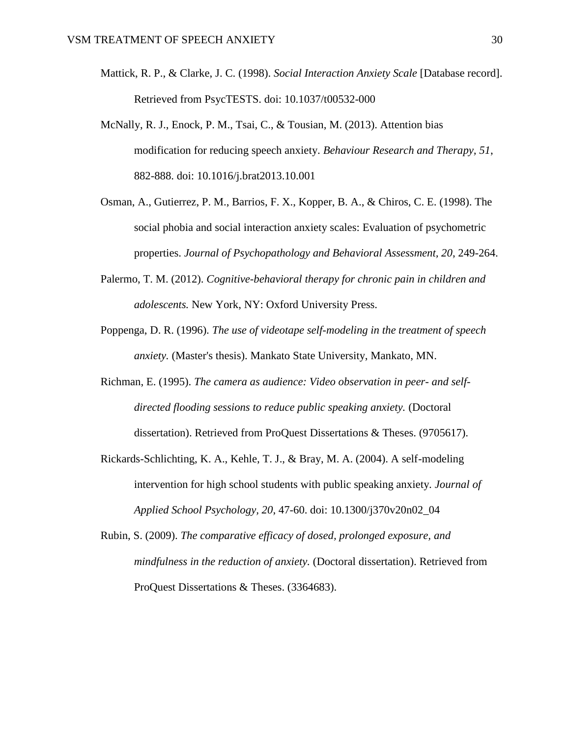Mattick, R. P., & Clarke, J. C. (1998). *Social Interaction Anxiety Scale* [Database record]. Retrieved from PsycTESTS. doi: 10.1037/t00532-000

McNally, R. J., Enock, P. M., Tsai, C., & Tousian, M. (2013). Attention bias modification for reducing speech anxiety. *Behaviour Research and Therapy, 51*, 882-888. doi: 10.1016/j.brat2013.10.001

Osman, A., Gutierrez, P. M., Barrios, F. X., Kopper, B. A., & Chiros, C. E. (1998). The social phobia and social interaction anxiety scales: Evaluation of psychometric properties. *Journal of Psychopathology and Behavioral Assessment, 20*, 249-264.

Palermo, T. M. (2012). *Cognitive-behavioral therapy for chronic pain in children and adolescents.* New York, NY: Oxford University Press.

Poppenga, D. R. (1996). *The use of videotape self-modeling in the treatment of speech anxiety.* (Master's thesis). Mankato State University, Mankato, MN.

Richman, E. (1995). *The camera as audience: Video observation in peer- and self-directed flooding sessions to reduce public speaking anxiety.* (Doctoral dissertation). Retrieved from ProQuest Dissertations & Theses. (9705617).

Rickards-Schlichting, K. A., Kehle, T. J., & Bray, M. A. (2004). A self-modeling intervention for high school students with public speaking anxiety. *Journal of Applied School Psychology, 20*, 47-60. doi: 10.1300/j370v20n02_04

Rubin, S. (2009). *The comparative efficacy of dosed, prolonged exposure, and mindfulness in the reduction of anxiety.* (Doctoral dissertation). Retrieved from ProQuest Dissertations & Theses. (3364683).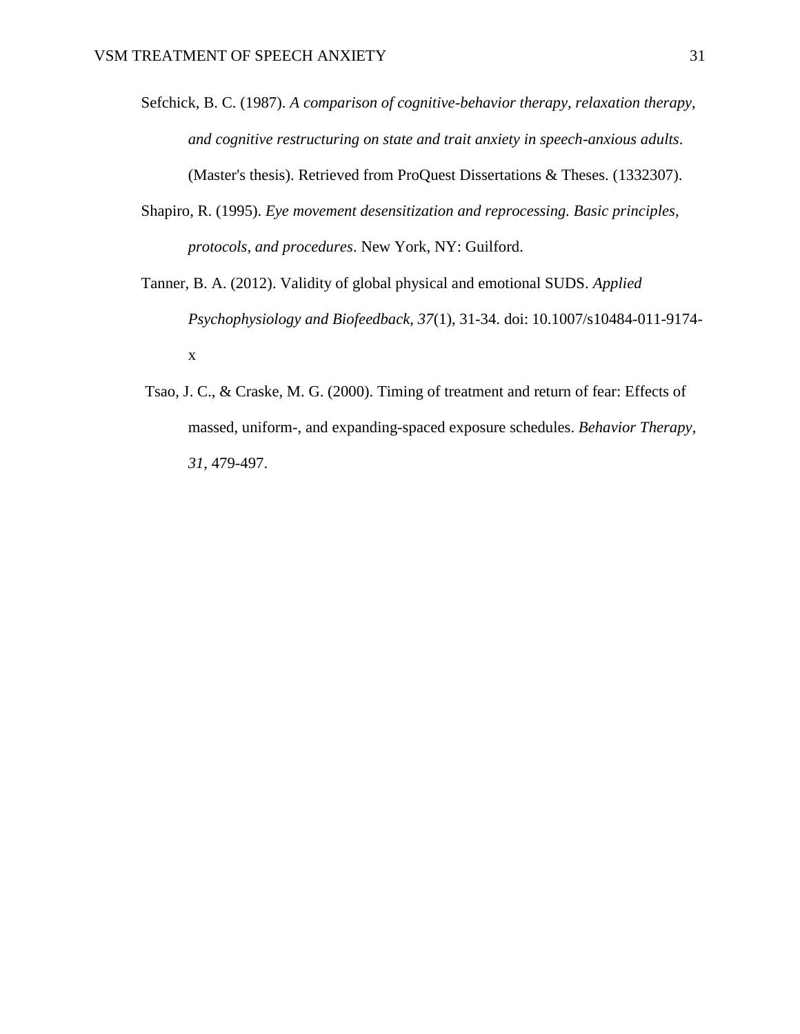Sefchick, B. C. (1987). *A comparison of cognitive-behavior therapy, relaxation therapy, and cognitive restructuring on state and trait anxiety in speech-anxious adults*. (Master's thesis). Retrieved from ProQuest Dissertations & Theses. (1332307).

Shapiro, R. (1995). *Eye movement desensitization and reprocessing. Basic principles, protocols, and procedures*. New York, NY: Guilford.

Tanner, B. A. (2012). Validity of global physical and emotional SUDS. *Applied Psychophysiology and Biofeedback*, *37*(1), 31-34. doi: 10.1007/s10484-011-9174-x

Tsao, J. C., & Craske, M. G. (2000). Timing of treatment and return of fear: Effects of massed, uniform-, and expanding-spaced exposure schedules. *Behavior Therapy*, *31*, 479-497.